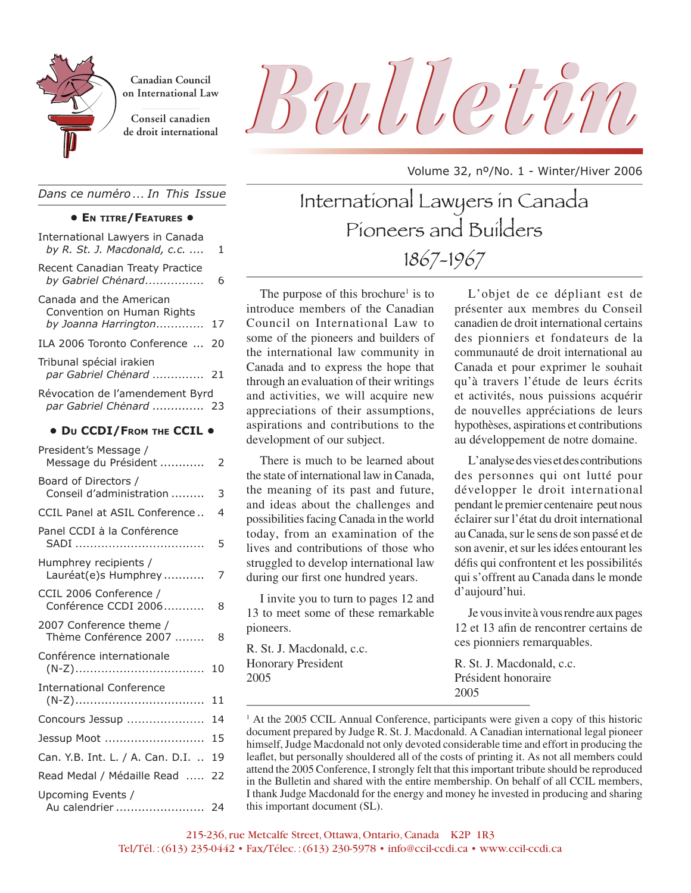Canadian Council on International Law

Conseil canadien de droit international

# Bulletin

Volume 32, nº/No. 1 - Winter/Hiver 2006

*Dans ce numéro ... In This Issue*

**• EN TITRE/FEATURES •**

- International Lawyers in Canada *by R. St. J. Macdonald, c.c.* .... 1
- Recent Canadian Treaty Practice *by Gabriel Chénard* ................ 6
- Canada and the American Convention on Human Rights *by Joanna Harrington* ............. 17
- ILA 2006 Toronto Conference ... 20
- Tribunal spécial irakien *par Gabriel Chénard* .............. 21
- Révocation de l'amendement Byrd *par Gabriel Chénard* .............. 23

**• DU CCDI/FROM THE CCIL •**

- President's Message / Message du Président ............ 2
- Board of Directors / Conseil d'administration ......... 3
- CCIL Panel at ASIL Conference .. 4
- Panel CCDI à la Conférence SADI .................................. 5
- Humphrey recipients / Lauréat(e)s Humphrey ........... 7
- CCIL 2006 Conference / Conférence CCDI 2006........... 8
- 2007 Conference theme / Thème Conférence 2007 ........ 8
- Conférence internationale (N-Z).................................. 10
- International Conference (N-Z).................................. 11
- Concours Jessup ..................... 14
- Jessup Moot ........................... 15
- Can. Y.B. Int. L. / A. Can. D.I. .. 19
- Read Medal / Médaille Read ..... 22
- Upcoming Events / Au calendrier ........................ 24

## International Lawyers in Canada Pioneers and Builders 1867-1967

The purpose of this brochure[1] is to introduce members of the Canadian Council on International Law to some of the pioneers and builders of the international law community in Canada and to express the hope that through an evaluation of their writings and activities, we will acquire new appreciations of their assumptions, aspirations and contributions to the development of our subject.

There is much to be learned about the state of international law in Canada, the meaning of its past and future, and ideas about the challenges and possibilities facing Canada in the world today, from an examination of the lives and contributions of those who struggled to develop international law during our first one hundred years.

I invite you to turn to pages 12 and 13 to meet some of these remarkable pioneers.

R. St. J. Macdonald, c.c.
Honorary President
2005

L'objet de ce dépliant est de présenter aux membres du Conseil canadien de droit international certains des pionniers et fondateurs de la communauté de droit international au Canada et pour exprimer le souhait qu'à travers l'étude de leurs écrits et activités, nous puissions acquérir de nouvelles appréciations de leurs hypothèses, aspirations et contributions au développement de notre domaine.

L'analyse des vies et des contributions des personnes qui ont lutté pour développer le droit international pendant le premier centenaire peut nous éclairer sur l'état du droit international au Canada, sur le sens de son passé et de son avenir, et sur les idées entourant les défis qui confrontent et les possibilités qui s'offrent au Canada dans le monde d'aujourd'hui.

Je vous invite à vous rendre aux pages 12 et 13 afin de rencontrer certains de ces pionniers remarquables.

R. St. J. Macdonald, c.c.
Président honoraire
2005

[1] At the 2005 CCIL Annual Conference, participants were given a copy of this historic document prepared by Judge R. St. J. Macdonald. A Canadian international legal pioneer himself, Judge Macdonald not only devoted considerable time and effort in producing the leaflet, but personally shouldered all of the costs of printing it. As not all members could attend the 2005 Conference, I strongly felt that this important tribute should be reproduced in the Bulletin and shared with the entire membership. On behalf of all CCIL members, I thank Judge Macdonald for the energy and money he invested in producing and sharing this important document (SL).

215-236, rue Metcalfe Street, Ottawa, Ontario, Canada K2P 1R3
Tel/Tél. : (613) 235-0442 • Fax/Télec. : (613) 230-5978 • info@ccil-ccdi.ca • www.ccil-ccdi.ca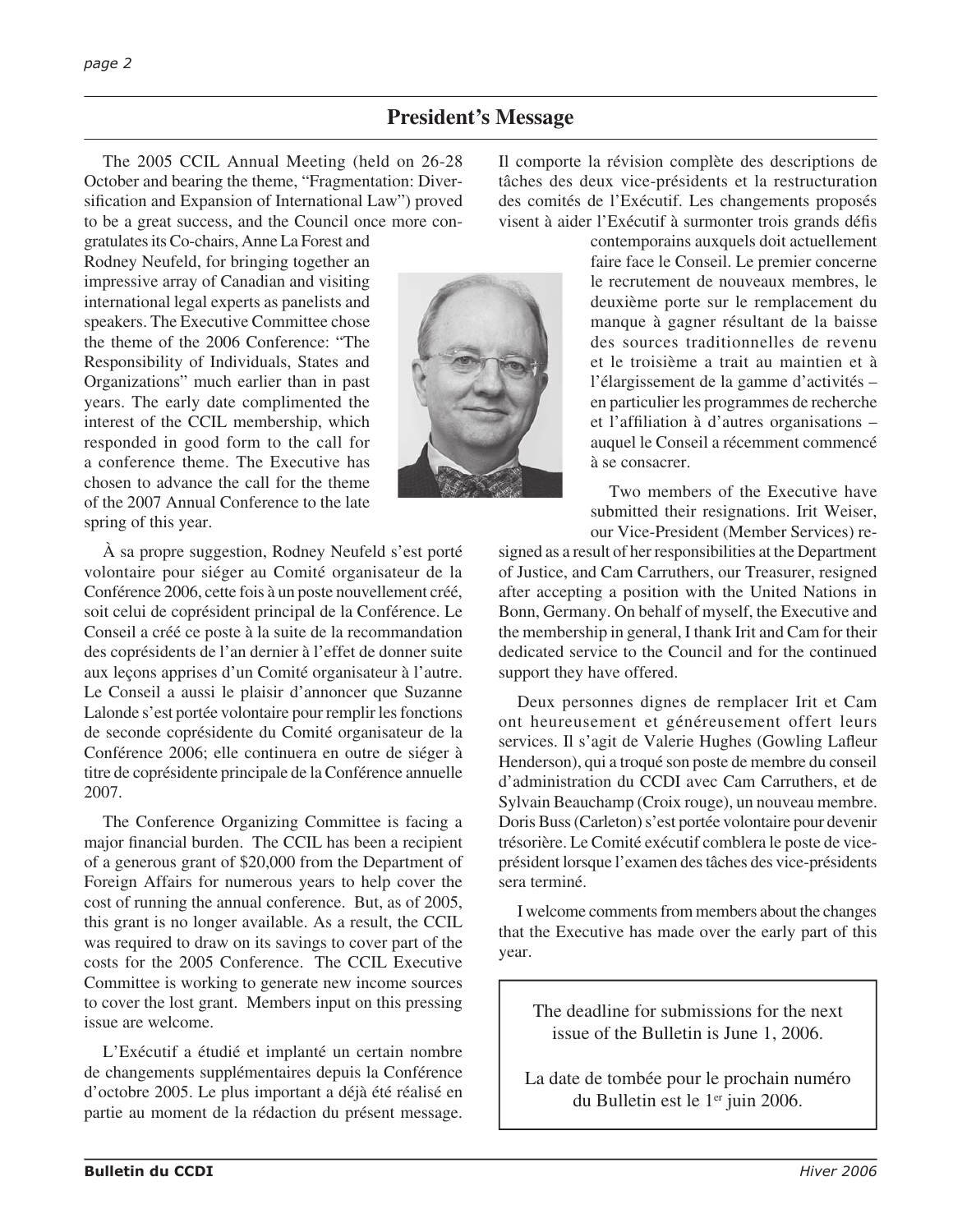## President's Message

The 2005 CCIL Annual Meeting (held on 26-28 October and bearing the theme, "Fragmentation: Diversification and Expansion of International Law") proved to be a great success, and the Council once more congratulates its Co-chairs, Anne La Forest and Rodney Neufeld, for bringing together an impressive array of Canadian and visiting international legal experts as panelists and speakers. The Executive Committee chose the theme of the 2006 Conference: "The Responsibility of Individuals, States and Organizations" much earlier than in past years. The early date complimented the interest of the CCIL membership, which responded in good form to the call for a conference theme. The Executive has chosen to advance the call for the theme of the 2007 Annual Conference to the late spring of this year.

À sa propre suggestion, Rodney Neufeld s'est porté volontaire pour siéger au Comité organisateur de la Conférence 2006, cette fois à un poste nouvellement créé, soit celui de coprésident principal de la Conférence. Le Conseil a créé ce poste à la suite de la recommandation des coprésidents de l'an dernier à l'effet de donner suite aux leçons apprises d'un Comité organisateur à l'autre. Le Conseil a aussi le plaisir d'annoncer que Suzanne Lalonde s'est portée volontaire pour remplir les fonctions de seconde coprésidente du Comité organisateur de la Conférence 2006; elle continuera en outre de siéger à titre de coprésidente principale de la Conférence annuelle 2007.

The Conference Organizing Committee is facing a major financial burden. The CCIL has been a recipient of a generous grant of $20,000 from the Department of Foreign Affairs for numerous years to help cover the cost of running the annual conference. But, as of 2005, this grant is no longer available. As a result, the CCIL was required to draw on its savings to cover part of the costs for the 2005 Conference. The CCIL Executive Committee is working to generate new income sources to cover the lost grant. Members input on this pressing issue are welcome.

L'Exécutif a étudié et implanté un certain nombre de changements supplémentaires depuis la Conférence d'octobre 2005. Le plus important a déjà été réalisé en partie au moment de la rédaction du présent message. Il comporte la révision complète des descriptions de tâches des deux vice-présidents et la restructuration des comités de l'Exécutif. Les changements proposés visent à aider l'Exécutif à surmonter trois grands défis contemporains auxquels doit actuellement faire face le Conseil. Le premier concerne le recrutement de nouveaux membres, le deuxième porte sur le remplacement du manque à gagner résultant de la baisse des sources traditionnelles de revenu et le troisième a trait au maintien et à l'élargissement de la gamme d'activités – en particulier les programmes de recherche et l'affiliation à d'autres organisations – auquel le Conseil a récemment commencé à se consacrer.

Two members of the Executive have submitted their resignations. Irit Weiser, our Vice-President (Member Services) resigned as a result of her responsibilities at the Department of Justice, and Cam Carruthers, our Treasurer, resigned after accepting a position with the United Nations in Bonn, Germany. On behalf of myself, the Executive and the membership in general, I thank Irit and Cam for their dedicated service to the Council and for the continued support they have offered.

Deux personnes dignes de remplacer Irit et Cam ont heureusement et généreusement offert leurs services. Il s'agit de Valerie Hughes (Gowling Lafleur Henderson), qui a troqué son poste de membre du conseil d'administration du CCDI avec Cam Carruthers, et de Sylvain Beauchamp (Croix rouge), un nouveau membre. Doris Buss (Carleton) s'est portée volontaire pour devenir trésorière. Le Comité exécutif comblera le poste de vice-président lorsque l'examen des tâches des vice-présidents sera terminé.

I welcome comments from members about the changes that the Executive has made over the early part of this year.

> The deadline for submissions for the next issue of the Bulletin is June 1, 2006.
>
> La date de tombée pour le prochain numéro du Bulletin est le 1er juin 2006.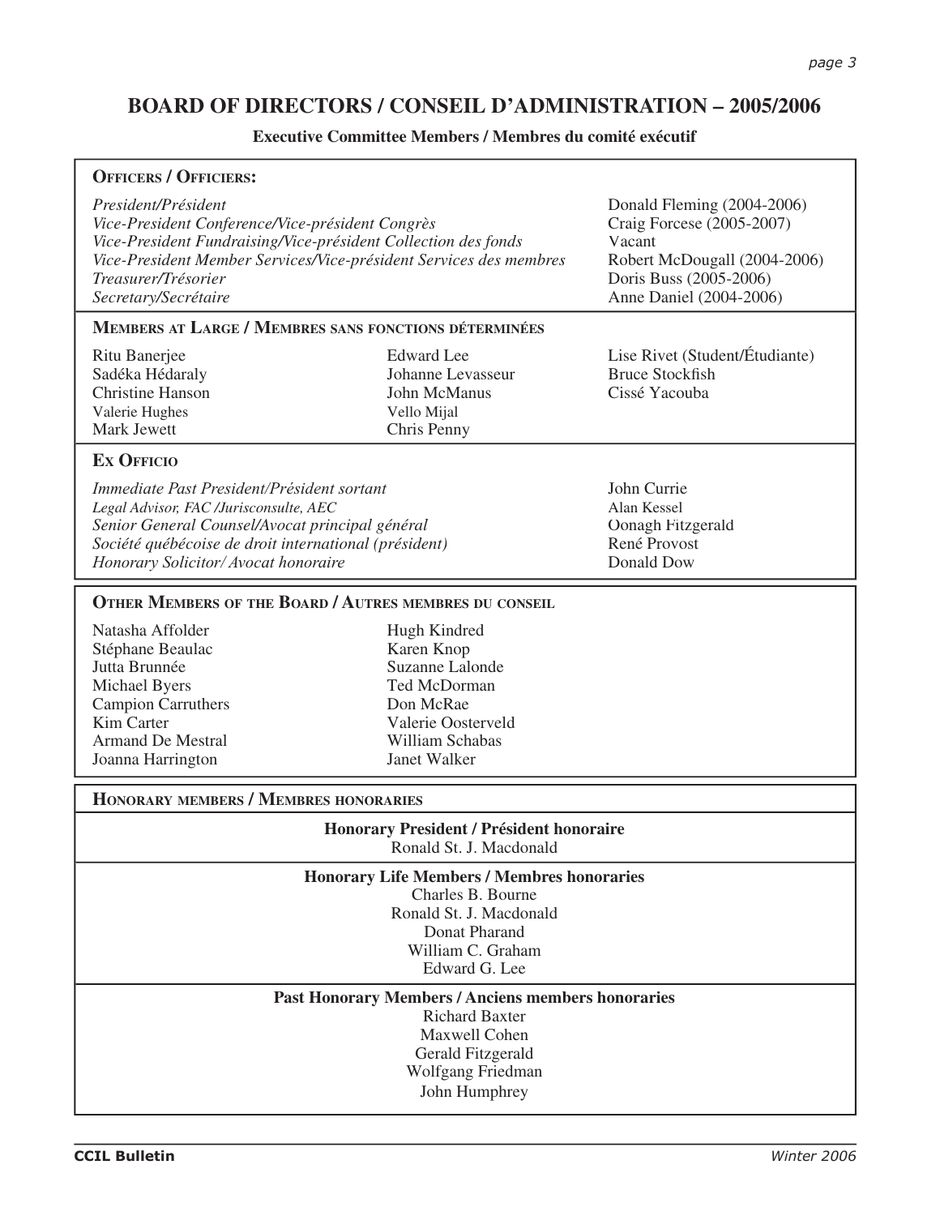# BOARD OF DIRECTORS / CONSEIL D'ADMINISTRATION – 2005/2006

**Executive Committee Members / Membres du comité exécutif**

## OFFICERS / OFFICIERS:

| | |
|---|---|
| *President/Président* | Donald Fleming (2004-2006) |
| *Vice-President Conference/Vice-président Congrès* | Craig Forcese (2005-2007) |
| *Vice-President Fundraising/Vice-président Collection des fonds* | Vacant |
| *Vice-President Member Services/Vice-président Services des membres* | Robert McDougall (2004-2006) |
| *Treasurer/Trésorier* | Doris Buss (2005-2006) |
| *Secretary/Secrétaire* | Anne Daniel (2004-2006) |

## MEMBERS AT LARGE / MEMBRES SANS FONCTIONS DÉTERMINÉES

- Ritu Banerjee
- Sadéka Hédaraly
- Christine Hanson
- Valerie Hughes
- Mark Jewett
- Edward Lee
- Johanne Levasseur
- John McManus
- Vello Mijal
- Chris Penny
- Lise Rivet (Student/Étudiante)
- Bruce Stockfish
- Cissé Yacouba

## EX OFFICIO

| | |
|---|---|
| *Immediate Past President/Président sortant* | John Currie |
| *Legal Advisor, FAC /Jurisconsulte, AEC* | Alan Kessel |
| *Senior General Counsel/Avocat principal général* | Oonagh Fitzgerald |
| *Société québécoise de droit international (président)* | René Provost |
| *Honorary Solicitor/ Avocat honoraire* | Donald Dow |

## OTHER MEMBERS OF THE BOARD / AUTRES MEMBRES DU CONSEIL

- Natasha Affolder
- Stéphane Beaulac
- Jutta Brunnée
- Michael Byers
- Campion Carruthers
- Kim Carter
- Armand De Mestral
- Joanna Harrington
- Hugh Kindred
- Karen Knop
- Suzanne Lalonde
- Ted McDorman
- Don McRae
- Valerie Oosterveld
- William Schabas
- Janet Walker

## HONORARY MEMBERS / MEMBRES HONORARIES

**Honorary President / Président honoraire**

Ronald St. J. Macdonald

**Honorary Life Members / Membres honoraries**

Charles B. Bourne
Ronald St. J. Macdonald
Donat Pharand
William C. Graham
Edward G. Lee

**Past Honorary Members / Anciens members honoraries**

Richard Baxter
Maxwell Cohen
Gerald Fitzgerald
Wolfgang Friedman
John Humphrey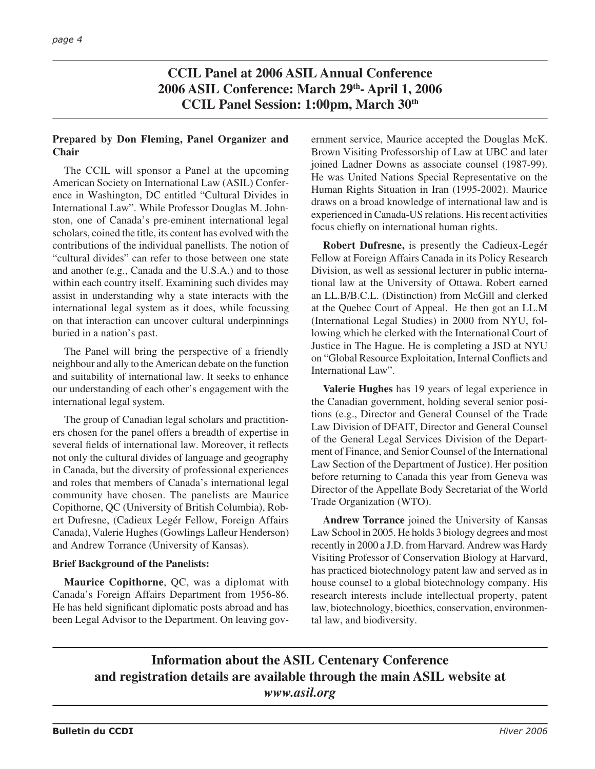## CCIL Panel at 2006 ASIL Annual Conference
## 2006 ASIL Conference: March 29th- April 1, 2006
## CCIL Panel Session: 1:00pm, March 30th

**Prepared by Don Fleming, Panel Organizer and Chair**

The CCIL will sponsor a Panel at the upcoming American Society on International Law (ASIL) Conference in Washington, DC entitled "Cultural Divides in International Law". While Professor Douglas M. Johnston, one of Canada's pre-eminent international legal scholars, coined the title, its content has evolved with the contributions of the individual panellists. The notion of "cultural divides" can refer to those between one state and another (e.g., Canada and the U.S.A.) and to those within each country itself. Examining such divides may assist in understanding why a state interacts with the international legal system as it does, while focussing on that interaction can uncover cultural underpinnings buried in a nation's past.

The Panel will bring the perspective of a friendly neighbour and ally to the American debate on the function and suitability of international law. It seeks to enhance our understanding of each other's engagement with the international legal system.

The group of Canadian legal scholars and practitioners chosen for the panel offers a breadth of expertise in several fields of international law. Moreover, it reflects not only the cultural divides of language and geography in Canada, but the diversity of professional experiences and roles that members of Canada's international legal community have chosen. The panelists are Maurice Copithorne, QC (University of British Columbia), Robert Dufresne, (Cadieux Legér Fellow, Foreign Affairs Canada), Valerie Hughes (Gowlings Lafleur Henderson) and Andrew Torrance (University of Kansas).

**Brief Background of the Panelists:**

**Maurice Copithorne**, QC, was a diplomat with Canada's Foreign Affairs Department from 1956-86. He has held significant diplomatic posts abroad and has been Legal Advisor to the Department. On leaving government service, Maurice accepted the Douglas McK. Brown Visiting Professorship of Law at UBC and later joined Ladner Downs as associate counsel (1987-99). He was United Nations Special Representative on the Human Rights Situation in Iran (1995-2002). Maurice draws on a broad knowledge of international law and is experienced in Canada-US relations. His recent activities focus chiefly on international human rights.

**Robert Dufresne,** is presently the Cadieux-Legér Fellow at Foreign Affairs Canada in its Policy Research Division, as well as sessional lecturer in public international law at the University of Ottawa. Robert earned an LL.B/B.C.L. (Distinction) from McGill and clerked at the Quebec Court of Appeal. He then got an LL.M (International Legal Studies) in 2000 from NYU, following which he clerked with the International Court of Justice in The Hague. He is completing a JSD at NYU on "Global Resource Exploitation, Internal Conflicts and International Law".

**Valerie Hughes** has 19 years of legal experience in the Canadian government, holding several senior positions (e.g., Director and General Counsel of the Trade Law Division of DFAIT, Director and General Counsel of the General Legal Services Division of the Department of Finance, and Senior Counsel of the International Law Section of the Department of Justice). Her position before returning to Canada this year from Geneva was Director of the Appellate Body Secretariat of the World Trade Organization (WTO).

**Andrew Torrance** joined the University of Kansas Law School in 2005. He holds 3 biology degrees and most recently in 2000 a J.D. from Harvard. Andrew was Hardy Visiting Professor of Conservation Biology at Harvard, has practiced biotechnology patent law and served as in house counsel to a global biotechnology company. His research interests include intellectual property, patent law, biotechnology, bioethics, conservation, environmental law, and biodiversity.

**Information about the ASIL Centenary Conference and registration details are available through the main ASIL website at *www.asil.org***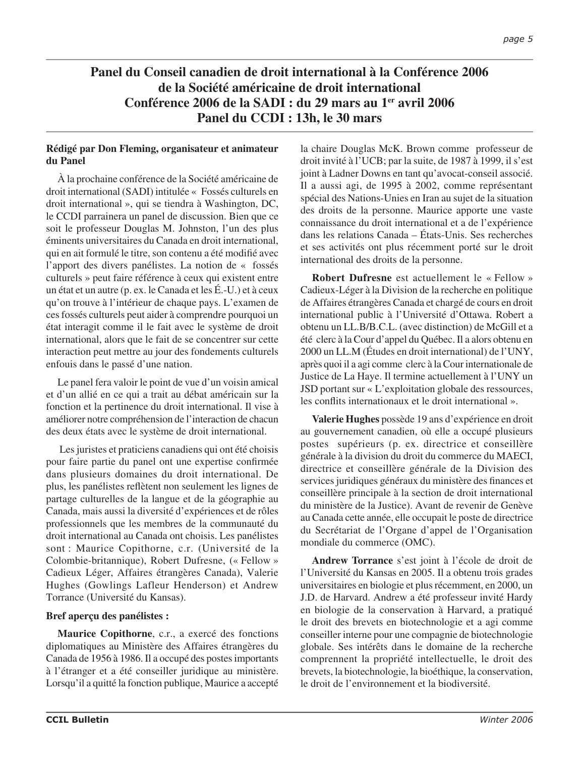# Panel du Conseil canadien de droit international à la Conférence 2006 de la Société américaine de droit international Conférence 2006 de la SADI : du 29 mars au 1er avril 2006 Panel du CCDI : 13h, le 30 mars

**Rédigé par Don Fleming, organisateur et animateur du Panel**

À la prochaine conférence de la Société américaine de droit international (SADI) intitulée « Fossés culturels en droit international », qui se tiendra à Washington, DC, le CCDI parrainera un panel de discussion. Bien que ce soit le professeur Douglas M. Johnston, l'un des plus éminents universitaires du Canada en droit international, qui en ait formulé le titre, son contenu a été modifié avec l'apport des divers panélistes. La notion de « fossés culturels » peut faire référence à ceux qui existent entre un état et un autre (p. ex. le Canada et les É.-U.) et à ceux qu'on trouve à l'intérieur de chaque pays. L'examen de ces fossés culturels peut aider à comprendre pourquoi un état interagit comme il le fait avec le système de droit international, alors que le fait de se concentrer sur cette interaction peut mettre au jour des fondements culturels enfouis dans le passé d'une nation.

Le panel fera valoir le point de vue d'un voisin amical et d'un allié en ce qui a trait au débat américain sur la fonction et la pertinence du droit international. Il vise à améliorer notre compréhension de l'interaction de chacun des deux états avec le système de droit international.

Les juristes et praticiens canadiens qui ont été choisis pour faire partie du panel ont une expertise confirmée dans plusieurs domaines du droit international. De plus, les panélistes reflètent non seulement les lignes de partage culturelles de la langue et de la géographie au Canada, mais aussi la diversité d'expériences et de rôles professionnels que les membres de la communauté du droit international au Canada ont choisis. Les panélistes sont : Maurice Copithorne, c.r. (Université de la Colombie-britannique), Robert Dufresne, (« Fellow » Cadieux Léger, Affaires étrangères Canada), Valerie Hughes (Gowlings Lafleur Henderson) et Andrew Torrance (Université du Kansas).

**Bref aperçu des panélistes :**

**Maurice Copithorne**, c.r., a exercé des fonctions diplomatiques au Ministère des Affaires étrangères du Canada de 1956 à 1986. Il a occupé des postes importants à l'étranger et a été conseiller juridique au ministère. Lorsqu'il a quitté la fonction publique, Maurice a accepté la chaire Douglas McK. Brown comme professeur de droit invité à l'UCB; par la suite, de 1987 à 1999, il s'est joint à Ladner Downs en tant qu'avocat-conseil associé. Il a aussi agi, de 1995 à 2002, comme représentant spécial des Nations-Unies en Iran au sujet de la situation des droits de la personne. Maurice apporte une vaste connaissance du droit international et a de l'expérience dans les relations Canada – États-Unis. Ses recherches et ses activités ont plus récemment porté sur le droit international des droits de la personne.

**Robert Dufresne** est actuellement le « Fellow » Cadieux-Léger à la Division de la recherche en politique de Affaires étrangères Canada et chargé de cours en droit international public à l'Université d'Ottawa. Robert a obtenu un LL.B/B.C.L. (avec distinction) de McGill et a été clerc à la Cour d'appel du Québec. Il a alors obtenu en 2000 un LL.M (Études en droit international) de l'UNY, après quoi il a agi comme clerc à la Cour internationale de Justice de La Haye. Il termine actuellement à l'UNY un JSD portant sur « L'exploitation globale des ressources, les conflits internationaux et le droit international ».

**Valerie Hughes** possède 19 ans d'expérience en droit au gouvernement canadien, où elle a occupé plusieurs postes supérieurs (p. ex. directrice et conseillère générale à la division du droit du commerce du MAECI, directrice et conseillère générale de la Division des services juridiques généraux du ministère des finances et conseillère principale à la section de droit international du ministère de la Justice). Avant de revenir de Genève au Canada cette année, elle occupait le poste de directrice du Secrétariat de l'Organe d'appel de l'Organisation mondiale du commerce (OMC).

**Andrew Torrance** s'est joint à l'école de droit de l'Université du Kansas en 2005. Il a obtenu trois grades universitaires en biologie et plus récemment, en 2000, un J.D. de Harvard. Andrew a été professeur invité Hardy en biologie de la conservation à Harvard, a pratiqué le droit des brevets en biotechnologie et a agi comme conseiller interne pour une compagnie de biotechnologie globale. Ses intérêts dans le domaine de la recherche comprennent la propriété intellectuelle, le droit des brevets, la biotechnologie, la bioéthique, la conservation, le droit de l'environnement et la biodiversité.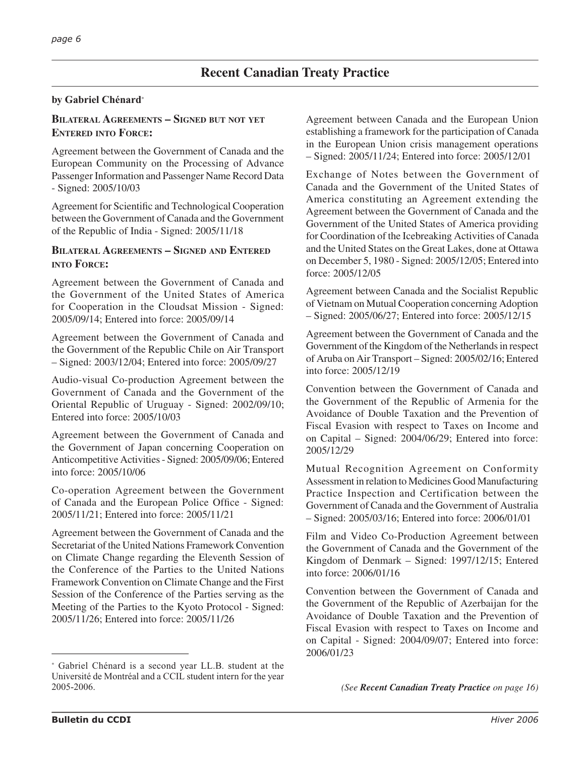## Recent Canadian Treaty Practice

**by Gabriel Chénard***

**Bilateral Agreements – Signed but not yet Entered into Force:**

Agreement between the Government of Canada and the European Community on the Processing of Advance Passenger Information and Passenger Name Record Data - Signed: 2005/10/03

Agreement for Scientific and Technological Cooperation between the Government of Canada and the Government of the Republic of India - Signed: 2005/11/18

**Bilateral Agreements – Signed and Entered into Force:**

Agreement between the Government of Canada and the Government of the United States of America for Cooperation in the Cloudsat Mission - Signed: 2005/09/14; Entered into force: 2005/09/14

Agreement between the Government of Canada and the Government of the Republic Chile on Air Transport – Signed: 2003/12/04; Entered into force: 2005/09/27

Audio-visual Co-production Agreement between the Government of Canada and the Government of the Oriental Republic of Uruguay - Signed: 2002/09/10; Entered into force: 2005/10/03

Agreement between the Government of Canada and the Government of Japan concerning Cooperation on Anticompetitive Activities - Signed: 2005/09/06; Entered into force: 2005/10/06

Co-operation Agreement between the Government of Canada and the European Police Office - Signed: 2005/11/21; Entered into force: 2005/11/21

Agreement between the Government of Canada and the Secretariat of the United Nations Framework Convention on Climate Change regarding the Eleventh Session of the Conference of the Parties to the United Nations Framework Convention on Climate Change and the First Session of the Conference of the Parties serving as the Meeting of the Parties to the Kyoto Protocol - Signed: 2005/11/26; Entered into force: 2005/11/26

Agreement between Canada and the European Union establishing a framework for the participation of Canada in the European Union crisis management operations – Signed: 2005/11/24; Entered into force: 2005/12/01

Exchange of Notes between the Government of Canada and the Government of the United States of America constituting an Agreement extending the Agreement between the Government of Canada and the Government of the United States of America providing for Coordination of the Icebreaking Activities of Canada and the United States on the Great Lakes, done at Ottawa on December 5, 1980 - Signed: 2005/12/05; Entered into force: 2005/12/05

Agreement between Canada and the Socialist Republic of Vietnam on Mutual Cooperation concerning Adoption – Signed: 2005/06/27; Entered into force: 2005/12/15

Agreement between the Government of Canada and the Government of the Kingdom of the Netherlands in respect of Aruba on Air Transport – Signed: 2005/02/16; Entered into force: 2005/12/19

Convention between the Government of Canada and the Government of the Republic of Armenia for the Avoidance of Double Taxation and the Prevention of Fiscal Evasion with respect to Taxes on Income and on Capital – Signed: 2004/06/29; Entered into force: 2005/12/29

Mutual Recognition Agreement on Conformity Assessment in relation to Medicines Good Manufacturing Practice Inspection and Certification between the Government of Canada and the Government of Australia – Signed: 2005/03/16; Entered into force: 2006/01/01

Film and Video Co-Production Agreement between the Government of Canada and the Government of the Kingdom of Denmark – Signed: 1997/12/15; Entered into force: 2006/01/16

Convention between the Government of Canada and the Government of the Republic of Azerbaijan for the Avoidance of Double Taxation and the Prevention of Fiscal Evasion with respect to Taxes on Income and on Capital - Signed: 2004/09/07; Entered into force: 2006/01/23

*(See **Recent Canadian Treaty Practice** on page 16)*

---

\* Gabriel Chénard is a second year LL.B. student at the Université de Montréal and a CCIL student intern for the year 2005-2006.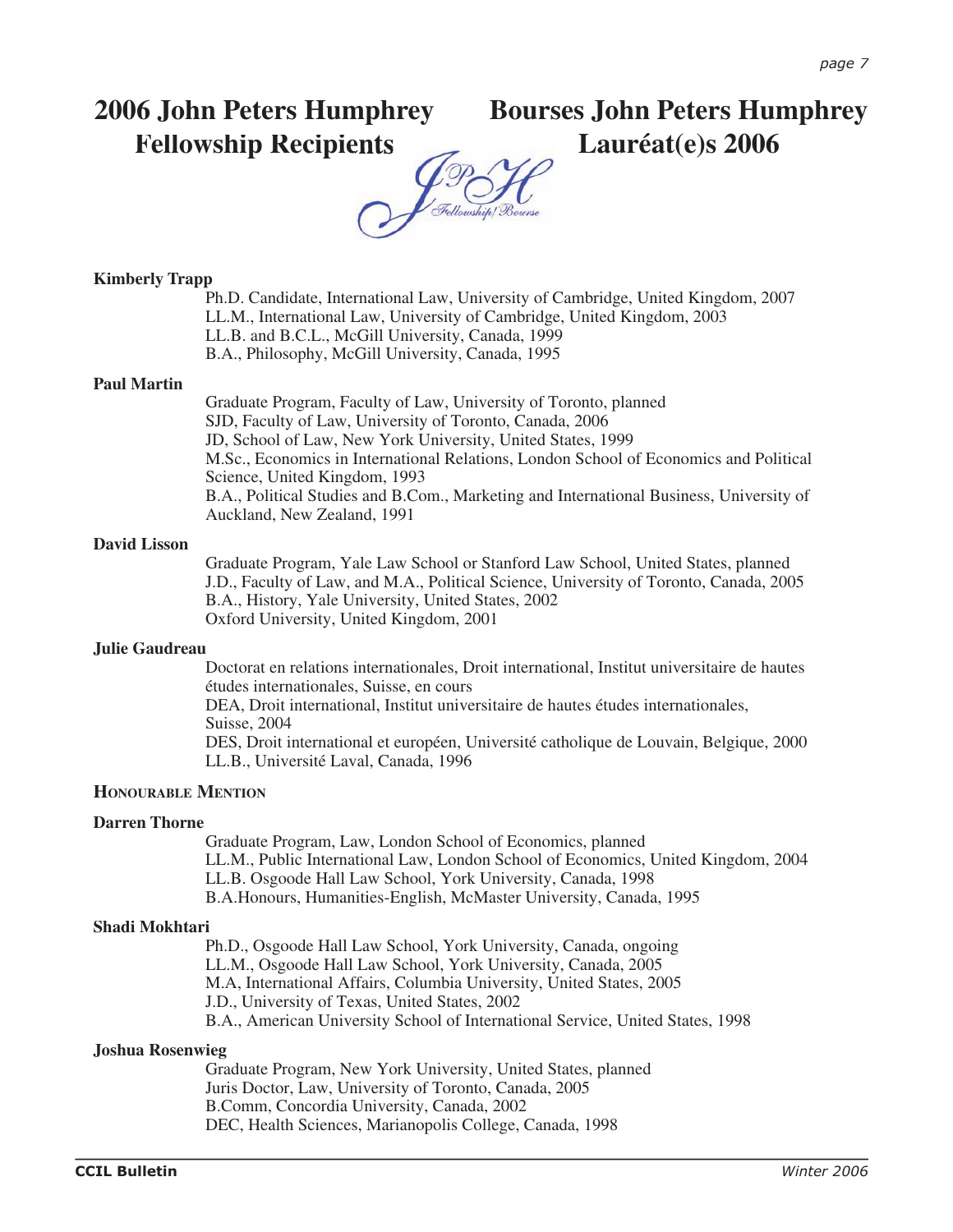# 2006 John Peters Humphrey Fellowship Recipients

# Bourses John Peters Humphrey Lauréat(e)s 2006

**Kimberly Trapp**

Ph.D. Candidate, International Law, University of Cambridge, United Kingdom, 2007
LL.M., International Law, University of Cambridge, United Kingdom, 2003
LL.B. and B.C.L., McGill University, Canada, 1999
B.A., Philosophy, McGill University, Canada, 1995

**Paul Martin**

Graduate Program, Faculty of Law, University of Toronto, planned
SJD, Faculty of Law, University of Toronto, Canada, 2006
JD, School of Law, New York University, United States, 1999
M.Sc., Economics in International Relations, London School of Economics and Political Science, United Kingdom, 1993
B.A., Political Studies and B.Com., Marketing and International Business, University of Auckland, New Zealand, 1991

**David Lisson**

Graduate Program, Yale Law School or Stanford Law School, United States, planned
J.D., Faculty of Law, and M.A., Political Science, University of Toronto, Canada, 2005
B.A., History, Yale University, United States, 2002
Oxford University, United Kingdom, 2001

**Julie Gaudreau**

Doctorat en relations internationales, Droit international, Institut universitaire de hautes études internationales, Suisse, en cours
DEA, Droit international, Institut universitaire de hautes études internationales, Suisse, 2004
DES, Droit international et européen, Université catholique de Louvain, Belgique, 2000
LL.B., Université Laval, Canada, 1996

## Honourable Mention

**Darren Thorne**

Graduate Program, Law, London School of Economics, planned
LL.M., Public International Law, London School of Economics, United Kingdom, 2004
LL.B. Osgoode Hall Law School, York University, Canada, 1998
B.A.Honours, Humanities-English, McMaster University, Canada, 1995

**Shadi Mokhtari**

Ph.D., Osgoode Hall Law School, York University, Canada, ongoing
LL.M., Osgoode Hall Law School, York University, Canada, 2005
M.A, International Affairs, Columbia University, United States, 2005
J.D., University of Texas, United States, 2002
B.A., American University School of International Service, United States, 1998

**Joshua Rosenwieg**

Graduate Program, New York University, United States, planned
Juris Doctor, Law, University of Toronto, Canada, 2005
B.Comm, Concordia University, Canada, 2002
DEC, Health Sciences, Marianopolis College, Canada, 1998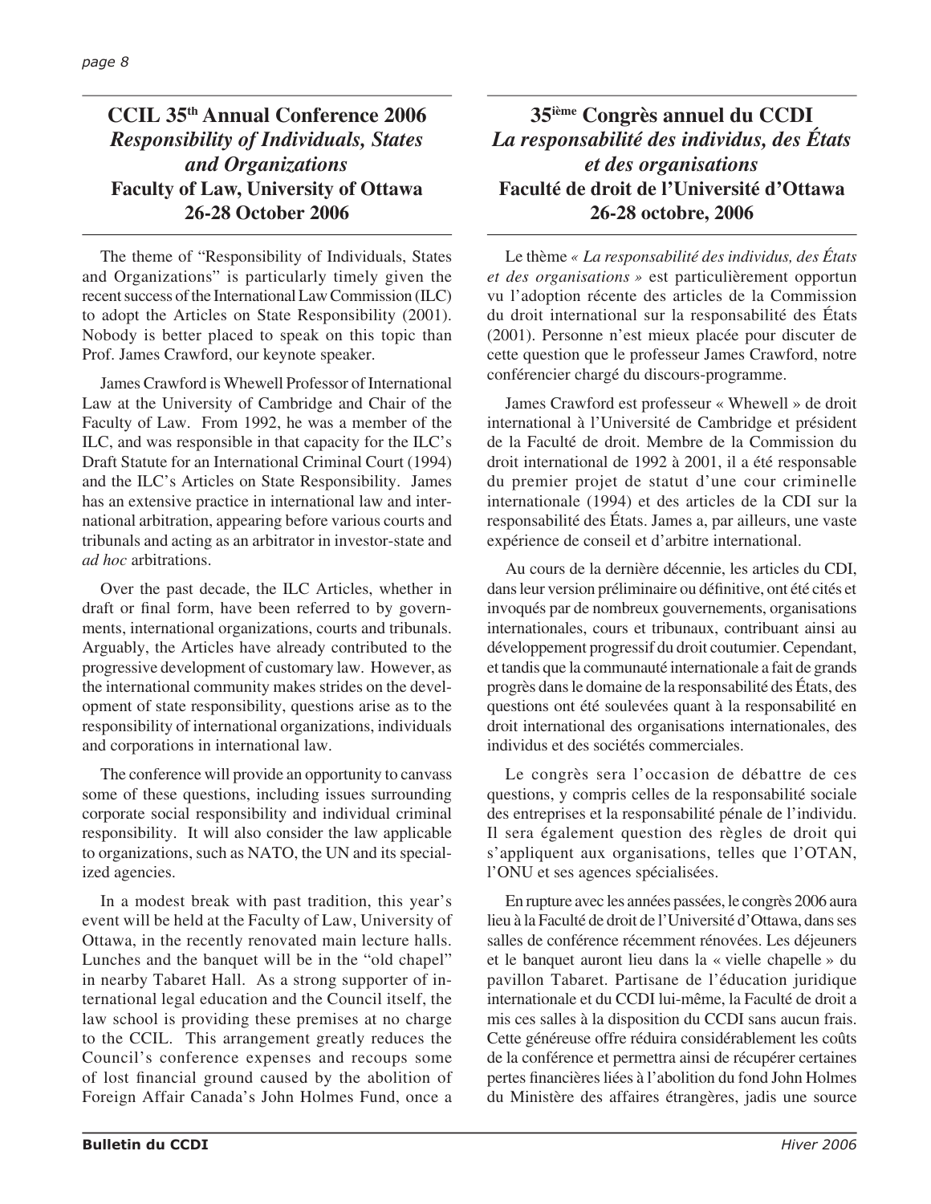## CCIL 35th Annual Conference 2006
## *Responsibility of Individuals, States and Organizations*
## Faculty of Law, University of Ottawa
## 26-28 October 2006

The theme of "Responsibility of Individuals, States and Organizations" is particularly timely given the recent success of the International Law Commission (ILC) to adopt the Articles on State Responsibility (2001). Nobody is better placed to speak on this topic than Prof. James Crawford, our keynote speaker.

James Crawford is Whewell Professor of International Law at the University of Cambridge and Chair of the Faculty of Law. From 1992, he was a member of the ILC, and was responsible in that capacity for the ILC's Draft Statute for an International Criminal Court (1994) and the ILC's Articles on State Responsibility. James has an extensive practice in international law and international arbitration, appearing before various courts and tribunals and acting as an arbitrator in investor-state and *ad hoc* arbitrations.

Over the past decade, the ILC Articles, whether in draft or final form, have been referred to by governments, international organizations, courts and tribunals. Arguably, the Articles have already contributed to the progressive development of customary law. However, as the international community makes strides on the development of state responsibility, questions arise as to the responsibility of international organizations, individuals and corporations in international law.

The conference will provide an opportunity to canvass some of these questions, including issues surrounding corporate social responsibility and individual criminal responsibility. It will also consider the law applicable to organizations, such as NATO, the UN and its specialized agencies.

In a modest break with past tradition, this year's event will be held at the Faculty of Law, University of Ottawa, in the recently renovated main lecture halls. Lunches and the banquet will be in the "old chapel" in nearby Tabaret Hall. As a strong supporter of international legal education and the Council itself, the law school is providing these premises at no charge to the CCIL. This arrangement greatly reduces the Council's conference expenses and recoups some of lost financial ground caused by the abolition of Foreign Affair Canada's John Holmes Fund, once a

## 35ième Congrès annuel du CCDI
## *La responsabilité des individus, des États et des organisations*
## Faculté de droit de l'Université d'Ottawa
## 26-28 octobre, 2006

Le thème *« La responsabilité des individus, des États et des organisations »* est particulièrement opportun vu l'adoption récente des articles de la Commission du droit international sur la responsabilité des États (2001). Personne n'est mieux placée pour discuter de cette question que le professeur James Crawford, notre conférencier chargé du discours-programme.

James Crawford est professeur « Whewell » de droit international à l'Université de Cambridge et président de la Faculté de droit. Membre de la Commission du droit international de 1992 à 2001, il a été responsable du premier projet de statut d'une cour criminelle internationale (1994) et des articles de la CDI sur la responsabilité des États. James a, par ailleurs, une vaste expérience de conseil et d'arbitre international.

Au cours de la dernière décennie, les articles du CDI, dans leur version préliminaire ou définitive, ont été cités et invoqués par de nombreux gouvernements, organisations internationales, cours et tribunaux, contribuant ainsi au développement progressif du droit coutumier. Cependant, et tandis que la communauté internationale a fait de grands progrès dans le domaine de la responsabilité des États, des questions ont été soulevées quant à la responsabilité en droit international des organisations internationales, des individus et des sociétés commerciales.

Le congrès sera l'occasion de débattre de ces questions, y compris celles de la responsabilité sociale des entreprises et la responsabilité pénale de l'individu. Il sera également question des règles de droit qui s'appliquent aux organisations, telles que l'OTAN, l'ONU et ses agences spécialisées.

En rupture avec les années passées, le congrès 2006 aura lieu à la Faculté de droit de l'Université d'Ottawa, dans ses salles de conférence récemment rénovées. Les déjeuners et le banquet auront lieu dans la « vielle chapelle » du pavillon Tabaret. Partisane de l'éducation juridique internationale et du CCDI lui-même, la Faculté de droit a mis ces salles à la disposition du CCDI sans aucun frais. Cette généreuse offre réduira considérablement les coûts de la conférence et permettra ainsi de récupérer certaines pertes financières liées à l'abolition du fond John Holmes du Ministère des affaires étrangères, jadis une source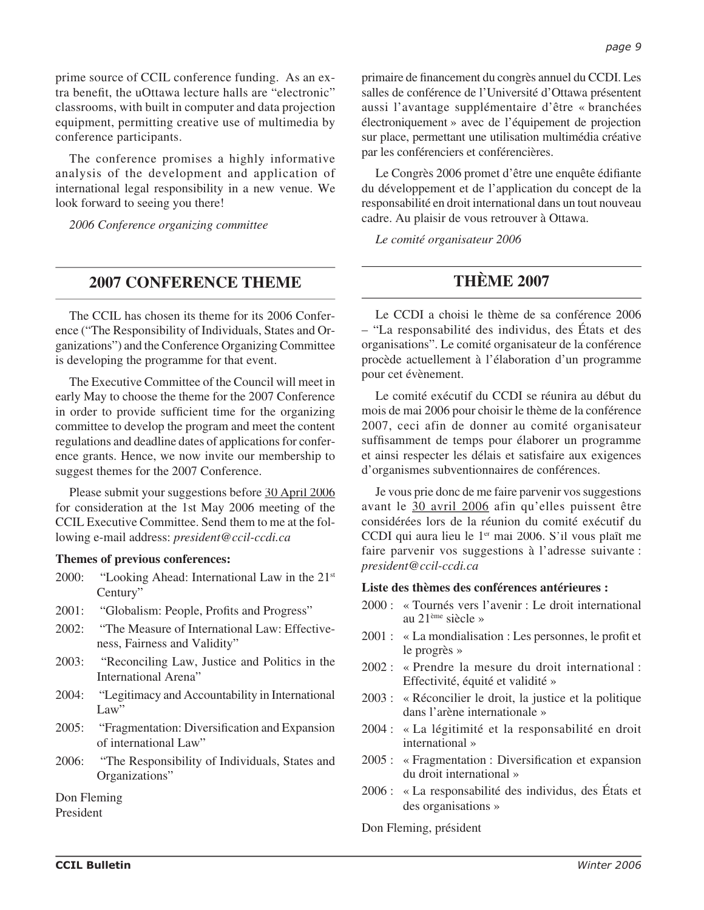prime source of CCIL conference funding. As an extra benefit, the uOttawa lecture halls are "electronic" classrooms, with built in computer and data projection equipment, permitting creative use of multimedia by conference participants.

The conference promises a highly informative analysis of the development and application of international legal responsibility in a new venue. We look forward to seeing you there!

*2006 Conference organizing committee*

## 2007 CONFERENCE THEME

The CCIL has chosen its theme for its 2006 Conference ("The Responsibility of Individuals, States and Organizations") and the Conference Organizing Committee is developing the programme for that event.

The Executive Committee of the Council will meet in early May to choose the theme for the 2007 Conference in order to provide sufficient time for the organizing committee to develop the program and meet the content regulations and deadline dates of applications for conference grants. Hence, we now invite our membership to suggest themes for the 2007 Conference.

Please submit your suggestions before 30 April 2006 for consideration at the 1st May 2006 meeting of the CCIL Executive Committee. Send them to me at the following e-mail address: *president@ccil-ccdi.ca*

**Themes of previous conferences:**

- 2000: "Looking Ahead: International Law in the 21st Century"
- 2001: "Globalism: People, Profits and Progress"
- 2002: "The Measure of International Law: Effectiveness, Fairness and Validity"
- 2003: "Reconciling Law, Justice and Politics in the International Arena"
- 2004: "Legitimacy and Accountability in International Law"
- 2005: "Fragmentation: Diversification and Expansion of international Law"
- 2006: "The Responsibility of Individuals, States and Organizations"

Don Fleming
President

primaire de financement du congrès annuel du CCDI. Les salles de conférence de l'Université d'Ottawa présentent aussi l'avantage supplémentaire d'être « branchées électroniquement » avec de l'équipement de projection sur place, permettant une utilisation multimédia créative par les conférenciers et conférencières.

Le Congrès 2006 promet d'être une enquête édifiante du développement et de l'application du concept de la responsabilité en droit international dans un tout nouveau cadre. Au plaisir de vous retrouver à Ottawa.

*Le comité organisateur 2006*

## THÈME 2007

Le CCDI a choisi le thème de sa conférence 2006 – "La responsabilité des individus, des États et des organisations". Le comité organisateur de la conférence procède actuellement à l'élaboration d'un programme pour cet évènement.

Le comité exécutif du CCDI se réunira au début du mois de mai 2006 pour choisir le thème de la conférence 2007, ceci afin de donner au comité organisateur suffisamment de temps pour élaborer un programme et ainsi respecter les délais et satisfaire aux exigences d'organismes subventionnaires de conférences.

Je vous prie donc de me faire parvenir vos suggestions avant le 30 avril 2006 afin qu'elles puissent être considérées lors de la réunion du comité exécutif du CCDI qui aura lieu le 1er mai 2006. S'il vous plaît me faire parvenir vos suggestions à l'adresse suivante : *president@ccil-ccdi.ca*

**Liste des thèmes des conférences antérieures :**

- 2000 : « Tournés vers l'avenir : Le droit international au 21ème siècle »
- 2001 : « La mondialisation : Les personnes, le profit et le progrès »
- 2002 : « Prendre la mesure du droit international : Effectivité, équité et validité »
- 2003 : « Réconcilier le droit, la justice et la politique dans l'arène internationale »
- 2004 : « La légitimité et la responsabilité en droit international »
- 2005 : « Fragmentation : Diversification et expansion du droit international »
- 2006 : « La responsabilité des individus, des États et des organisations »

Don Fleming, président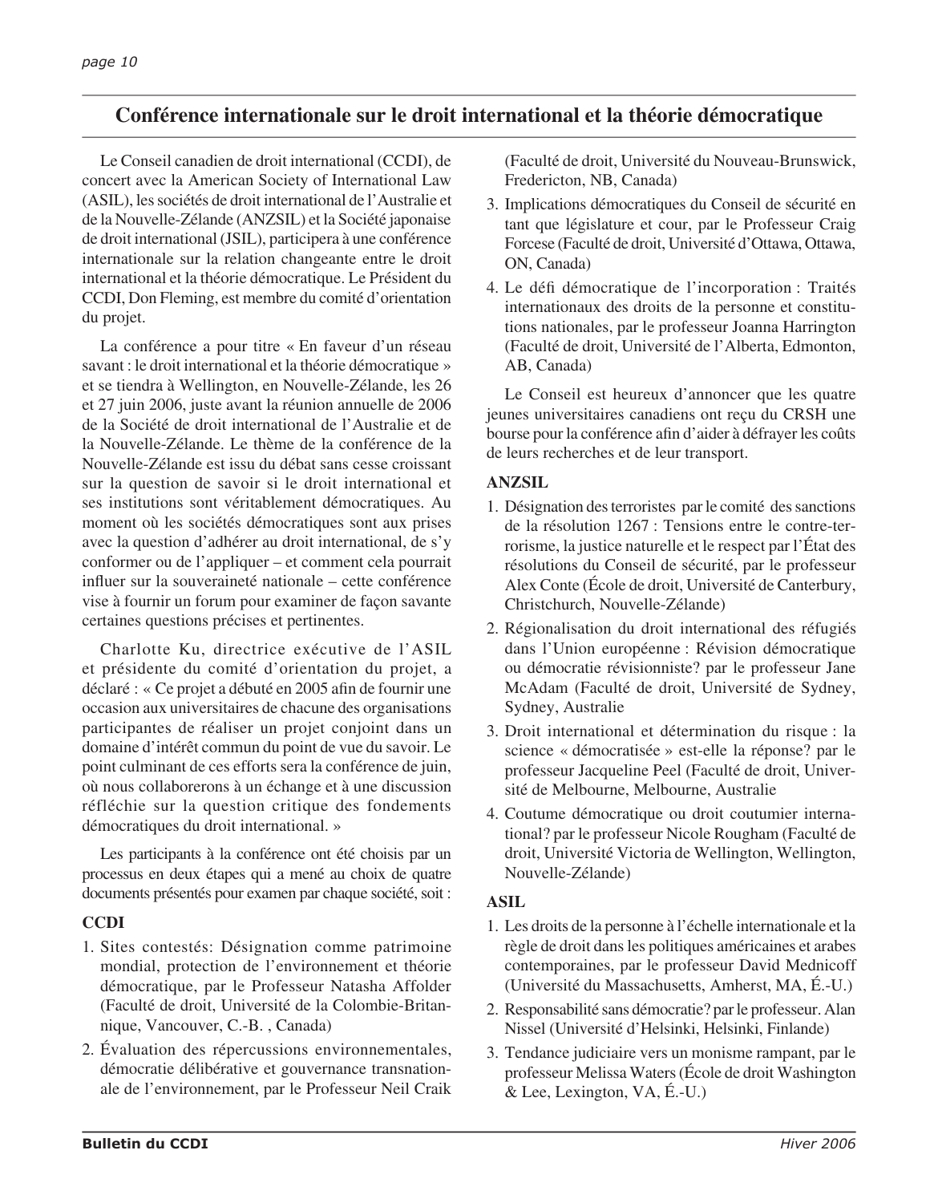# Conférence internationale sur le droit international et la théorie démocratique

Le Conseil canadien de droit international (CCDI), de concert avec la American Society of International Law (ASIL), les sociétés de droit international de l'Australie et de la Nouvelle-Zélande (ANZSIL) et la Société japonaise de droit international (JSIL), participera à une conférence internationale sur la relation changeante entre le droit international et la théorie démocratique. Le Président du CCDI, Don Fleming, est membre du comité d'orientation du projet.

La conférence a pour titre « En faveur d'un réseau savant : le droit international et la théorie démocratique » et se tiendra à Wellington, en Nouvelle-Zélande, les 26 et 27 juin 2006, juste avant la réunion annuelle de 2006 de la Société de droit international de l'Australie et de la Nouvelle-Zélande. Le thème de la conférence de la Nouvelle-Zélande est issu du débat sans cesse croissant sur la question de savoir si le droit international et ses institutions sont véritablement démocratiques. Au moment où les sociétés démocratiques sont aux prises avec la question d'adhérer au droit international, de s'y conformer ou de l'appliquer – et comment cela pourrait influer sur la souveraineté nationale – cette conférence vise à fournir un forum pour examiner de façon savante certaines questions précises et pertinentes.

Charlotte Ku, directrice exécutive de l'ASIL et présidente du comité d'orientation du projet, a déclaré : « Ce projet a débuté en 2005 afin de fournir une occasion aux universitaires de chacune des organisations participantes de réaliser un projet conjoint dans un domaine d'intérêt commun du point de vue du savoir. Le point culminant de ces efforts sera la conférence de juin, où nous collaborerons à un échange et à une discussion réfléchie sur la question critique des fondements démocratiques du droit international. »

Les participants à la conférence ont été choisis par un processus en deux étapes qui a mené au choix de quatre documents présentés pour examen par chaque société, soit :

**CCDI**

1. Sites contestés: Désignation comme patrimoine mondial, protection de l'environnement et théorie démocratique, par le Professeur Natasha Affolder (Faculté de droit, Université de la Colombie-Britannique, Vancouver, C.-B. , Canada)
2. Évaluation des répercussions environnementales, démocratie délibérative et gouvernance transnationale de l'environnement, par le Professeur Neil Craik (Faculté de droit, Université du Nouveau-Brunswick, Fredericton, NB, Canada)
3. Implications démocratiques du Conseil de sécurité en tant que législature et cour, par le Professeur Craig Forcese (Faculté de droit, Université d'Ottawa, Ottawa, ON, Canada)
4. Le défi démocratique de l'incorporation : Traités internationaux des droits de la personne et constitutions nationales, par le professeur Joanna Harrington (Faculté de droit, Université de l'Alberta, Edmonton, AB, Canada)

Le Conseil est heureux d'annoncer que les quatre jeunes universitaires canadiens ont reçu du CRSH une bourse pour la conférence afin d'aider à défrayer les coûts de leurs recherches et de leur transport.

**ANZSIL**

1. Désignation des terroristes par le comité des sanctions de la résolution 1267 : Tensions entre le contre-terrorisme, la justice naturelle et le respect par l'État des résolutions du Conseil de sécurité, par le professeur Alex Conte (École de droit, Université de Canterbury, Christchurch, Nouvelle-Zélande)
2. Régionalisation du droit international des réfugiés dans l'Union européenne : Révision démocratique ou démocratie révisionniste? par le professeur Jane McAdam (Faculté de droit, Université de Sydney, Sydney, Australie
3. Droit international et détermination du risque : la science « démocratisée » est-elle la réponse? par le professeur Jacqueline Peel (Faculté de droit, Université de Melbourne, Melbourne, Australie
4. Coutume démocratique ou droit coutumier international? par le professeur Nicole Rougham (Faculté de droit, Université Victoria de Wellington, Wellington, Nouvelle-Zélande)

**ASIL**

1. Les droits de la personne à l'échelle internationale et la règle de droit dans les politiques américaines et arabes contemporaines, par le professeur David Mednicoff (Université du Massachusetts, Amherst, MA, É.-U.)
2. Responsabilité sans démocratie? par le professeur. Alan Nissel (Université d'Helsinki, Helsinki, Finlande)
3. Tendance judiciaire vers un monisme rampant, par le professeur Melissa Waters (École de droit Washington & Lee, Lexington, VA, É.-U.)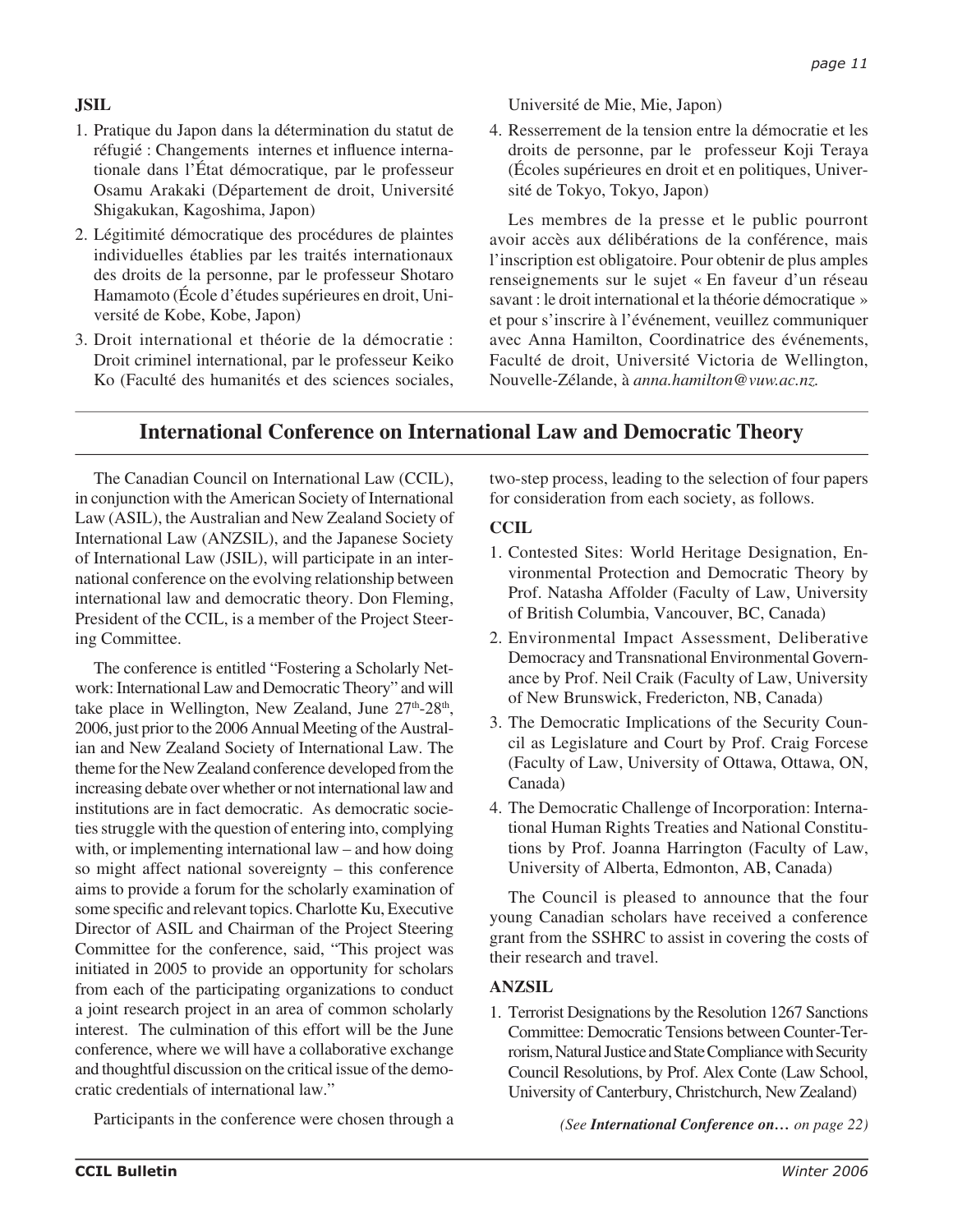**JSIL**

1. Pratique du Japon dans la détermination du statut de réfugié : Changements internes et influence internationale dans l'État démocratique, par le professeur Osamu Arakaki (Département de droit, Université Shigakukan, Kagoshima, Japon)
2. Légitimité démocratique des procédures de plaintes individuelles établies par les traités internationaux des droits de la personne, par le professeur Shotaro Hamamoto (École d'études supérieures en droit, Université de Kobe, Kobe, Japon)
3. Droit international et théorie de la démocratie : Droit criminel international, par le professeur Keiko Ko (Faculté des humanités et des sciences sociales, Université de Mie, Mie, Japon)
4. Resserrement de la tension entre la démocratie et les droits de personne, par le professeur Koji Teraya (Écoles supérieures en droit et en politiques, Université de Tokyo, Tokyo, Japon)

Les membres de la presse et le public pourront avoir accès aux délibérations de la conférence, mais l'inscription est obligatoire. Pour obtenir de plus amples renseignements sur le sujet « En faveur d'un réseau savant : le droit international et la théorie démocratique » et pour s'inscrire à l'événement, veuillez communiquer avec Anna Hamilton, Coordinatrice des événements, Faculté de droit, Université Victoria de Wellington, Nouvelle-Zélande, à *anna.hamilton@vuw.ac.nz.*

## International Conference on International Law and Democratic Theory

The Canadian Council on International Law (CCIL), in conjunction with the American Society of International Law (ASIL), the Australian and New Zealand Society of International Law (ANZSIL), and the Japanese Society of International Law (JSIL), will participate in an international conference on the evolving relationship between international law and democratic theory. Don Fleming, President of the CCIL, is a member of the Project Steering Committee.

The conference is entitled "Fostering a Scholarly Network: International Law and Democratic Theory" and will take place in Wellington, New Zealand, June 27th-28th, 2006, just prior to the 2006 Annual Meeting of the Australian and New Zealand Society of International Law. The theme for the New Zealand conference developed from the increasing debate over whether or not international law and institutions are in fact democratic. As democratic societies struggle with the question of entering into, complying with, or implementing international law – and how doing so might affect national sovereignty – this conference aims to provide a forum for the scholarly examination of some specific and relevant topics. Charlotte Ku, Executive Director of ASIL and Chairman of the Project Steering Committee for the conference, said, "This project was initiated in 2005 to provide an opportunity for scholars from each of the participating organizations to conduct a joint research project in an area of common scholarly interest. The culmination of this effort will be the June conference, where we will have a collaborative exchange and thoughtful discussion on the critical issue of the democratic credentials of international law."

Participants in the conference were chosen through a two-step process, leading to the selection of four papers for consideration from each society, as follows.

**CCIL**

1. Contested Sites: World Heritage Designation, Environmental Protection and Democratic Theory by Prof. Natasha Affolder (Faculty of Law, University of British Columbia, Vancouver, BC, Canada)
2. Environmental Impact Assessment, Deliberative Democracy and Transnational Environmental Governance by Prof. Neil Craik (Faculty of Law, University of New Brunswick, Fredericton, NB, Canada)
3. The Democratic Implications of the Security Council as Legislature and Court by Prof. Craig Forcese (Faculty of Law, University of Ottawa, Ottawa, ON, Canada)
4. The Democratic Challenge of Incorporation: International Human Rights Treaties and National Constitutions by Prof. Joanna Harrington (Faculty of Law, University of Alberta, Edmonton, AB, Canada)

The Council is pleased to announce that the four young Canadian scholars have received a conference grant from the SSHRC to assist in covering the costs of their research and travel.

**ANZSIL**

1. Terrorist Designations by the Resolution 1267 Sanctions Committee: Democratic Tensions between Counter-Terrorism, Natural Justice and State Compliance with Security Council Resolutions, by Prof. Alex Conte (Law School, University of Canterbury, Christchurch, New Zealand)

*(See **International Conference on…** on page 22)*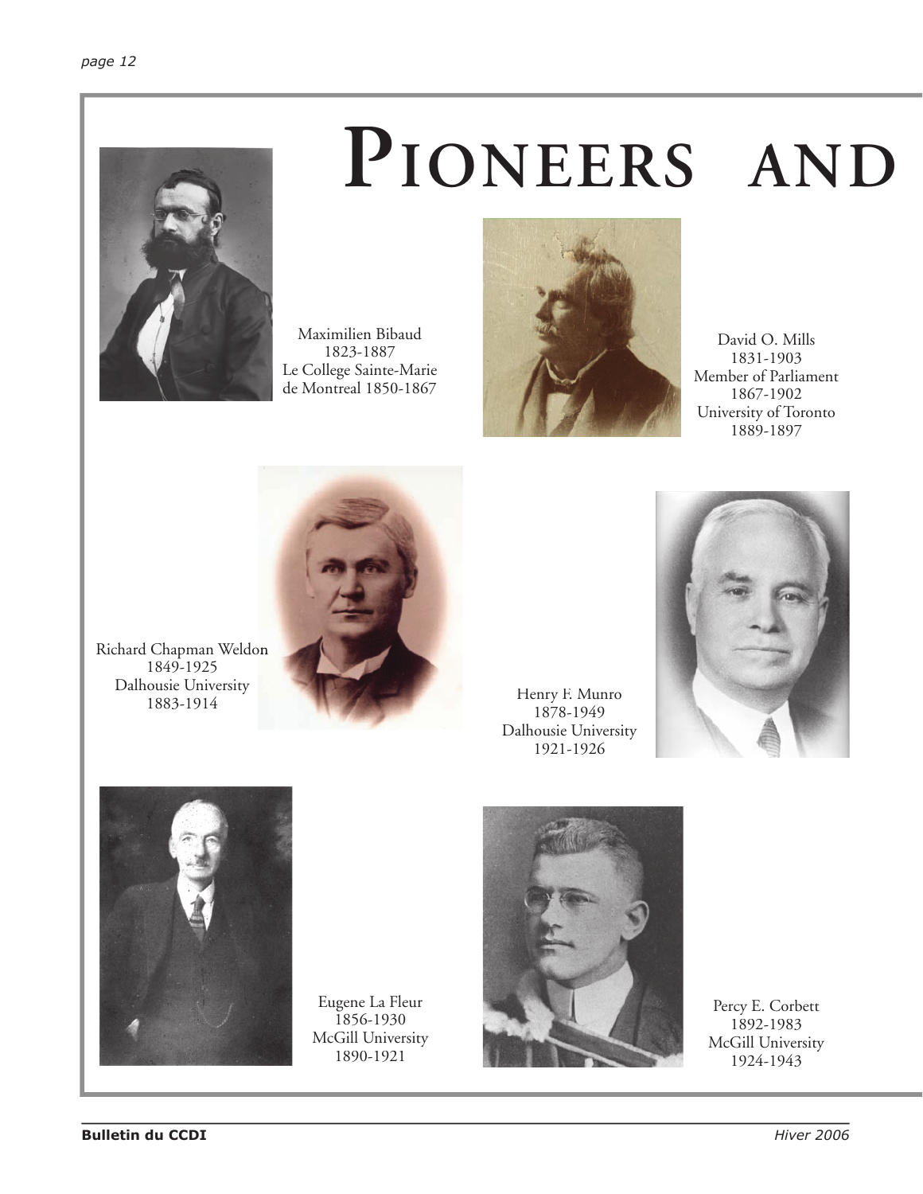# PIONEERS AND

Maximilien Bibaud
1823-1887
Le College Sainte-Marie
de Montreal 1850-1867

David O. Mills
1831-1903
Member of Parliament
1867-1902
University of Toronto
1889-1897

Richard Chapman Weldon
1849-1925
Dalhousie University
1883-1914

Henry F. Munro
1878-1949
Dalhousie University
1921-1926

Eugene La Fleur
1856-1930
McGill University
1890-1921

Percy E. Corbett
1892-1983
McGill University
1924-1943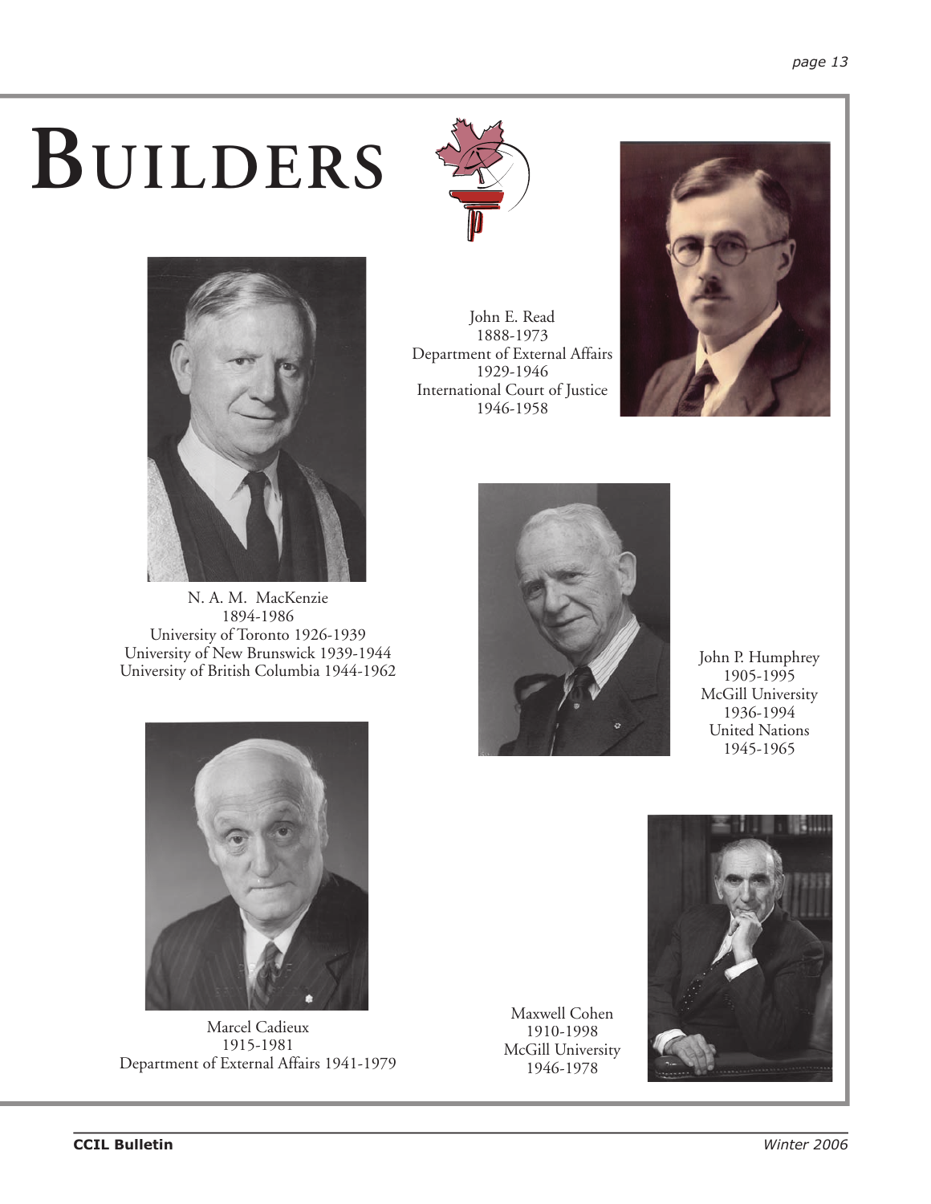# BUILDERS

John E. Read
1888-1973
Department of External Affairs
1929-1946
International Court of Justice
1946-1958

N. A. M. MacKenzie
1894-1986
University of Toronto 1926-1939
University of New Brunswick 1939-1944
University of British Columbia 1944-1962

John P. Humphrey
1905-1995
McGill University
1936-1994
United Nations
1945-1965

Marcel Cadieux
1915-1981
Department of External Affairs 1941-1979

Maxwell Cohen
1910-1998
McGill University
1946-1978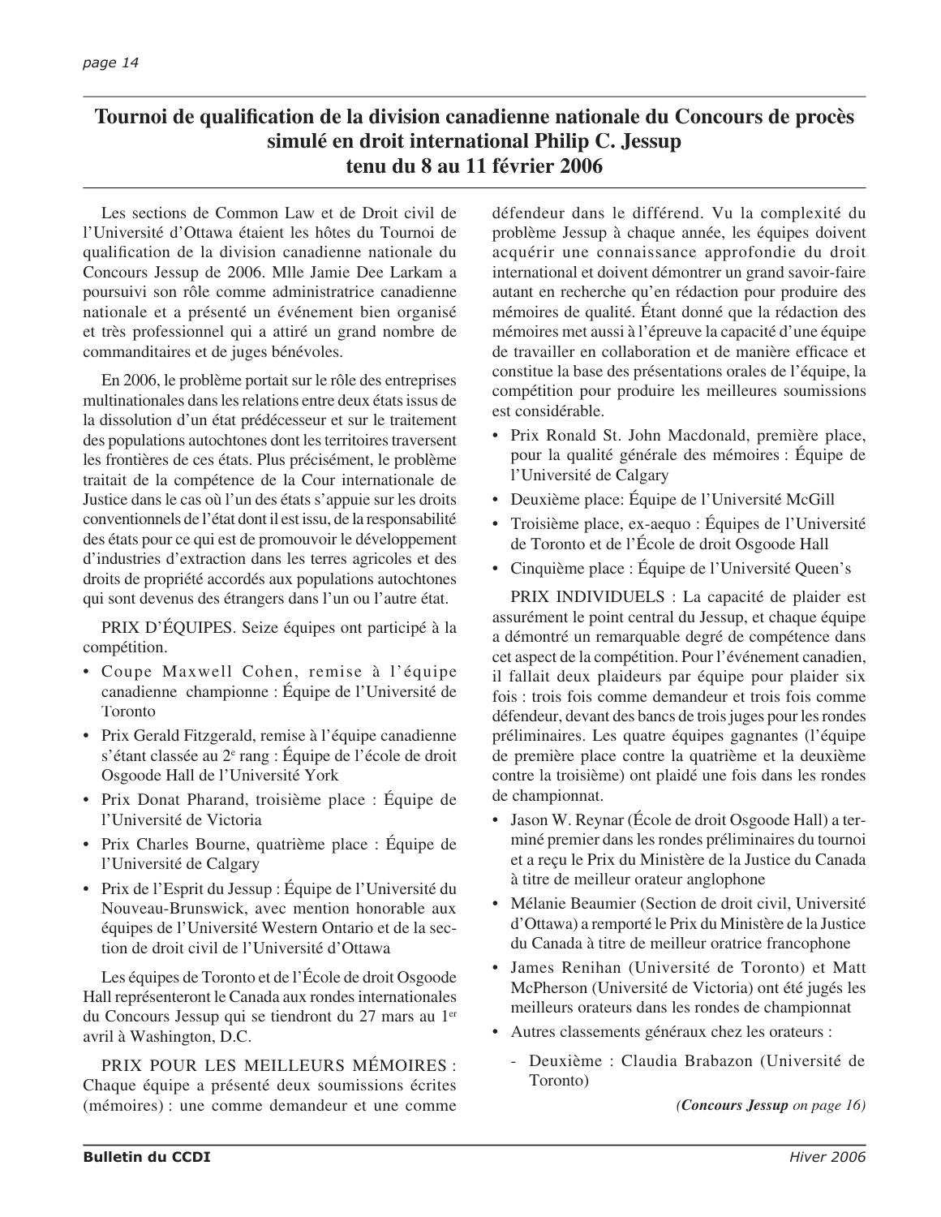# Tournoi de qualification de la division canadienne nationale du Concours de procès simulé en droit international Philip C. Jessup tenu du 8 au 11 février 2006

Les sections de Common Law et de Droit civil de l'Université d'Ottawa étaient les hôtes du Tournoi de qualification de la division canadienne nationale du Concours Jessup de 2006. Mlle Jamie Dee Larkam a poursuivi son rôle comme administratrice canadienne nationale et a présenté un événement bien organisé et très professionnel qui a attiré un grand nombre de commanditaires et de juges bénévoles.

En 2006, le problème portait sur le rôle des entreprises multinationales dans les relations entre deux états issus de la dissolution d'un état prédécesseur et sur le traitement des populations autochtones dont les territoires traversent les frontières de ces états. Plus précisément, le problème traitait de la compétence de la Cour internationale de Justice dans le cas où l'un des états s'appuie sur les droits conventionnels de l'état dont il est issu, de la responsabilité des états pour ce qui est de promouvoir le développement d'industries d'extraction dans les terres agricoles et des droits de propriété accordés aux populations autochtones qui sont devenus des étrangers dans l'un ou l'autre état.

PRIX D'ÉQUIPES. Seize équipes ont participé à la compétition.

- Coupe Maxwell Cohen, remise à l'équipe canadienne championne : Équipe de l'Université de Toronto
- Prix Gerald Fitzgerald, remise à l'équipe canadienne s'étant classée au 2e rang : Équipe de l'école de droit Osgoode Hall de l'Université York
- Prix Donat Pharand, troisième place : Équipe de l'Université de Victoria
- Prix Charles Bourne, quatrième place : Équipe de l'Université de Calgary
- Prix de l'Esprit du Jessup : Équipe de l'Université du Nouveau-Brunswick, avec mention honorable aux équipes de l'Université Western Ontario et de la section de droit civil de l'Université d'Ottawa

Les équipes de Toronto et de l'École de droit Osgoode Hall représenteront le Canada aux rondes internationales du Concours Jessup qui se tiendront du 27 mars au 1er avril à Washington, D.C.

PRIX POUR LES MEILLEURS MÉMOIRES : Chaque équipe a présenté deux soumissions écrites (mémoires) : une comme demandeur et une comme défendeur dans le différend. Vu la complexité du problème Jessup à chaque année, les équipes doivent acquérir une connaissance approfondie du droit international et doivent démontrer un grand savoir-faire autant en recherche qu'en rédaction pour produire des mémoires de qualité. Étant donné que la rédaction des mémoires met aussi à l'épreuve la capacité d'une équipe de travailler en collaboration et de manière efficace et constitue la base des présentations orales de l'équipe, la compétition pour produire les meilleures soumissions est considérable.

- Prix Ronald St. John Macdonald, première place, pour la qualité générale des mémoires : Équipe de l'Université de Calgary
- Deuxième place: Équipe de l'Université McGill
- Troisième place, ex-aequo : Équipes de l'Université de Toronto et de l'École de droit Osgoode Hall
- Cinquième place : Équipe de l'Université Queen's

PRIX INDIVIDUELS : La capacité de plaider est assurément le point central du Jessup, et chaque équipe a démontré un remarquable degré de compétence dans cet aspect de la compétition. Pour l'événement canadien, il fallait deux plaideurs par équipe pour plaider six fois : trois fois comme demandeur et trois fois comme défendeur, devant des bancs de trois juges pour les rondes préliminaires. Les quatre équipes gagnantes (l'équipe de première place contre la quatrième et la deuxième contre la troisième) ont plaidé une fois dans les rondes de championnat.

- Jason W. Reynar (École de droit Osgoode Hall) a terminé premier dans les rondes préliminaires du tournoi et a reçu le Prix du Ministère de la Justice du Canada à titre de meilleur orateur anglophone
- Mélanie Beaumier (Section de droit civil, Université d'Ottawa) a remporté le Prix du Ministère de la Justice du Canada à titre de meilleur oratrice francophone
- James Renihan (Université de Toronto) et Matt McPherson (Université de Victoria) ont été jugés les meilleurs orateurs dans les rondes de championnat
- Autres classements généraux chez les orateurs :
  - Deuxième : Claudia Brabazon (Université de Toronto)

*(**Concours Jessup** on page 16)*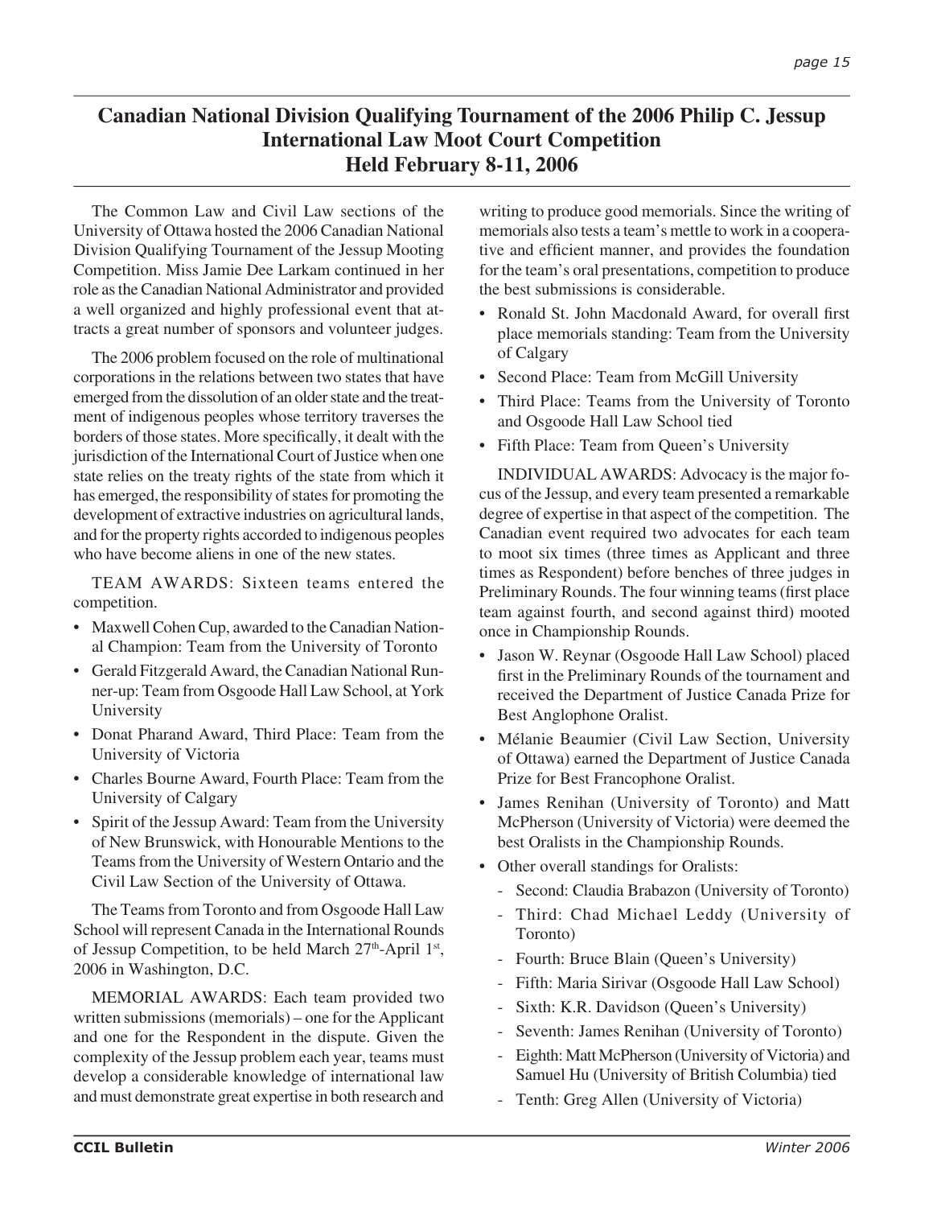# Canadian National Division Qualifying Tournament of the 2006 Philip C. Jessup International Law Moot Court Competition Held February 8-11, 2006

The Common Law and Civil Law sections of the University of Ottawa hosted the 2006 Canadian National Division Qualifying Tournament of the Jessup Mooting Competition. Miss Jamie Dee Larkam continued in her role as the Canadian National Administrator and provided a well organized and highly professional event that attracts a great number of sponsors and volunteer judges.

The 2006 problem focused on the role of multinational corporations in the relations between two states that have emerged from the dissolution of an older state and the treatment of indigenous peoples whose territory traverses the borders of those states. More specifically, it dealt with the jurisdiction of the International Court of Justice when one state relies on the treaty rights of the state from which it has emerged, the responsibility of states for promoting the development of extractive industries on agricultural lands, and for the property rights accorded to indigenous peoples who have become aliens in one of the new states.

TEAM AWARDS: Sixteen teams entered the competition.

- Maxwell Cohen Cup, awarded to the Canadian National Champion: Team from the University of Toronto
- Gerald Fitzgerald Award, the Canadian National Runner-up: Team from Osgoode Hall Law School, at York University
- Donat Pharand Award, Third Place: Team from the University of Victoria
- Charles Bourne Award, Fourth Place: Team from the University of Calgary
- Spirit of the Jessup Award: Team from the University of New Brunswick, with Honourable Mentions to the Teams from the University of Western Ontario and the Civil Law Section of the University of Ottawa.

The Teams from Toronto and from Osgoode Hall Law School will represent Canada in the International Rounds of Jessup Competition, to be held March 27th-April 1st, 2006 in Washington, D.C.

MEMORIAL AWARDS: Each team provided two written submissions (memorials) – one for the Applicant and one for the Respondent in the dispute. Given the complexity of the Jessup problem each year, teams must develop a considerable knowledge of international law and must demonstrate great expertise in both research and writing to produce good memorials. Since the writing of memorials also tests a team's mettle to work in a cooperative and efficient manner, and provides the foundation for the team's oral presentations, competition to produce the best submissions is considerable.

- Ronald St. John Macdonald Award, for overall first place memorials standing: Team from the University of Calgary
- Second Place: Team from McGill University
- Third Place: Teams from the University of Toronto and Osgoode Hall Law School tied
- Fifth Place: Team from Queen's University

INDIVIDUAL AWARDS: Advocacy is the major focus of the Jessup, and every team presented a remarkable degree of expertise in that aspect of the competition. The Canadian event required two advocates for each team to moot six times (three times as Applicant and three times as Respondent) before benches of three judges in Preliminary Rounds. The four winning teams (first place team against fourth, and second against third) mooted once in Championship Rounds.

- Jason W. Reynar (Osgoode Hall Law School) placed first in the Preliminary Rounds of the tournament and received the Department of Justice Canada Prize for Best Anglophone Oralist.
- Mélanie Beaumier (Civil Law Section, University of Ottawa) earned the Department of Justice Canada Prize for Best Francophone Oralist.
- James Renihan (University of Toronto) and Matt McPherson (University of Victoria) were deemed the best Oralists in the Championship Rounds.
- Other overall standings for Oralists:
  - Second: Claudia Brabazon (University of Toronto)
  - Third: Chad Michael Leddy (University of Toronto)
  - Fourth: Bruce Blain (Queen's University)
  - Fifth: Maria Sirivar (Osgoode Hall Law School)
  - Sixth: K.R. Davidson (Queen's University)
  - Seventh: James Renihan (University of Toronto)
  - Eighth: Matt McPherson (University of Victoria) and Samuel Hu (University of British Columbia) tied
  - Tenth: Greg Allen (University of Victoria)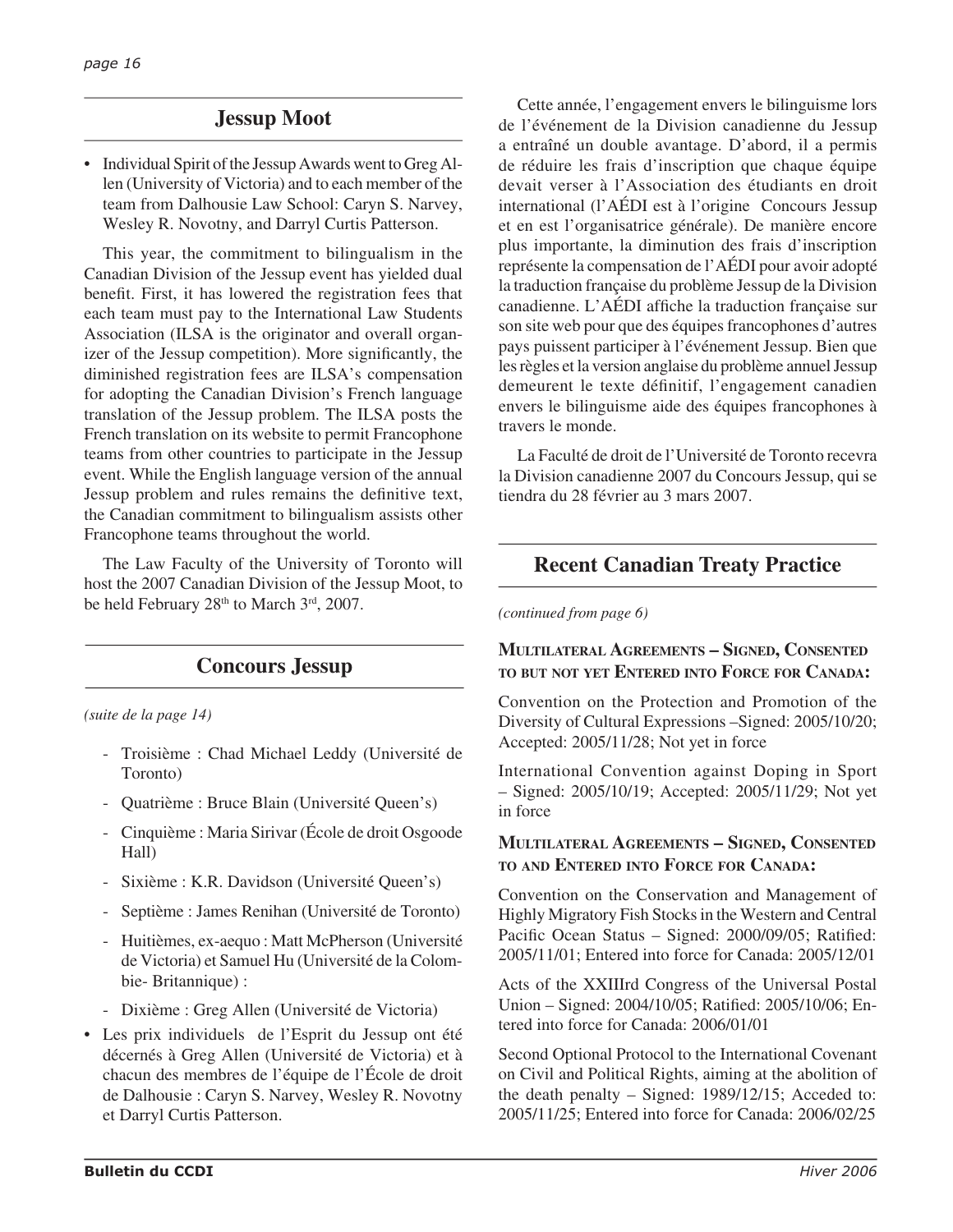## Jessup Moot

- Individual Spirit of the Jessup Awards went to Greg Allen (University of Victoria) and to each member of the team from Dalhousie Law School: Caryn S. Narvey, Wesley R. Novotny, and Darryl Curtis Patterson.

This year, the commitment to bilingualism in the Canadian Division of the Jessup event has yielded dual benefit. First, it has lowered the registration fees that each team must pay to the International Law Students Association (ILSA is the originator and overall organizer of the Jessup competition). More significantly, the diminished registration fees are ILSA's compensation for adopting the Canadian Division's French language translation of the Jessup problem. The ILSA posts the French translation on its website to permit Francophone teams from other countries to participate in the Jessup event. While the English language version of the annual Jessup problem and rules remains the definitive text, the Canadian commitment to bilingualism assists other Francophone teams throughout the world.

The Law Faculty of the University of Toronto will host the 2007 Canadian Division of the Jessup Moot, to be held February 28th to March 3rd, 2007.

## Concours Jessup

*(suite de la page 14)*

- Troisième : Chad Michael Leddy (Université de Toronto)
- Quatrième : Bruce Blain (Université Queen's)
- Cinquième : Maria Sirivar (École de droit Osgoode Hall)
- Sixième : K.R. Davidson (Université Queen's)
- Septième : James Renihan (Université de Toronto)
- Huitièmes, ex-aequo : Matt McPherson (Université de Victoria) et Samuel Hu (Université de la Colombie- Britannique) :
- Dixième : Greg Allen (Université de Victoria)

- Les prix individuels de l'Esprit du Jessup ont été décernés à Greg Allen (Université de Victoria) et à chacun des membres de l'équipe de l'École de droit de Dalhousie : Caryn S. Narvey, Wesley R. Novotny et Darryl Curtis Patterson.

Cette année, l'engagement envers le bilinguisme lors de l'événement de la Division canadienne du Jessup a entraîné un double avantage. D'abord, il a permis de réduire les frais d'inscription que chaque équipe devait verser à l'Association des étudiants en droit international (l'AÉDI est à l'origine Concours Jessup et en est l'organisatrice générale). De manière encore plus importante, la diminution des frais d'inscription représente la compensation de l'AÉDI pour avoir adopté la traduction française du problème Jessup de la Division canadienne. L'AÉDI affiche la traduction française sur son site web pour que des équipes francophones d'autres pays puissent participer à l'événement Jessup. Bien que les règles et la version anglaise du problème annuel Jessup demeurent le texte définitif, l'engagement canadien envers le bilinguisme aide des équipes francophones à travers le monde.

La Faculté de droit de l'Université de Toronto recevra la Division canadienne 2007 du Concours Jessup, qui se tiendra du 28 février au 3 mars 2007.

## Recent Canadian Treaty Practice

*(continued from page 6)*

### Multilateral Agreements – Signed, Consented to but not yet Entered into Force for Canada:

Convention on the Protection and Promotion of the Diversity of Cultural Expressions –Signed: 2005/10/20; Accepted: 2005/11/28; Not yet in force

International Convention against Doping in Sport – Signed: 2005/10/19; Accepted: 2005/11/29; Not yet in force

### Multilateral Agreements – Signed, Consented to and Entered into Force for Canada:

Convention on the Conservation and Management of Highly Migratory Fish Stocks in the Western and Central Pacific Ocean Status – Signed: 2000/09/05; Ratified: 2005/11/01; Entered into force for Canada: 2005/12/01

Acts of the XXIIIrd Congress of the Universal Postal Union – Signed: 2004/10/05; Ratified: 2005/10/06; Entered into force for Canada: 2006/01/01

Second Optional Protocol to the International Covenant on Civil and Political Rights, aiming at the abolition of the death penalty – Signed: 1989/12/15; Acceded to: 2005/11/25; Entered into force for Canada: 2006/02/25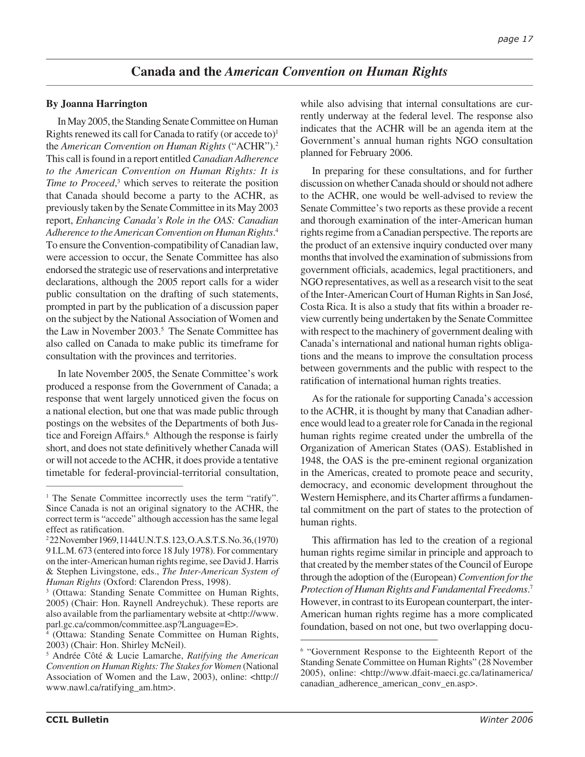## Canada and the *American Convention on Human Rights*

**By Joanna Harrington**

In May 2005, the Standing Senate Committee on Human Rights renewed its call for Canada to ratify (or accede to)[1] the *American Convention on Human Rights* ("ACHR").[2] This call is found in a report entitled *Canadian Adherence to the American Convention on Human Rights: It is Time to Proceed*,[3] which serves to reiterate the position that Canada should become a party to the ACHR, as previously taken by the Senate Committee in its May 2003 report, *Enhancing Canada's Role in the OAS: Canadian Adherence to the American Convention on Human Rights*.[4] To ensure the Convention-compatibility of Canadian law, were accession to occur, the Senate Committee has also endorsed the strategic use of reservations and interpretative declarations, although the 2005 report calls for a wider public consultation on the drafting of such statements, prompted in part by the publication of a discussion paper on the subject by the National Association of Women and the Law in November 2003.[5] The Senate Committee has also called on Canada to make public its timeframe for consultation with the provinces and territories.

In late November 2005, the Senate Committee's work produced a response from the Government of Canada; a response that went largely unnoticed given the focus on a national election, but one that was made public through postings on the websites of the Departments of both Justice and Foreign Affairs.[6] Although the response is fairly short, and does not state definitively whether Canada will or will not accede to the ACHR, it does provide a tentative timetable for federal-provincial-territorial consultation, while also advising that internal consultations are currently underway at the federal level. The response also indicates that the ACHR will be an agenda item at the Government's annual human rights NGO consultation planned for February 2006.

In preparing for these consultations, and for further discussion on whether Canada should or should not adhere to the ACHR, one would be well-advised to review the Senate Committee's two reports as these provide a recent and thorough examination of the inter-American human rights regime from a Canadian perspective. The reports are the product of an extensive inquiry conducted over many months that involved the examination of submissions from government officials, academics, legal practitioners, and NGO representatives, as well as a research visit to the seat of the Inter-American Court of Human Rights in San José, Costa Rica. It is also a study that fits within a broader review currently being undertaken by the Senate Committee with respect to the machinery of government dealing with Canada's international and national human rights obligations and the means to improve the consultation process between governments and the public with respect to the ratification of international human rights treaties.

As for the rationale for supporting Canada's accession to the ACHR, it is thought by many that Canadian adherence would lead to a greater role for Canada in the regional human rights regime created under the umbrella of the Organization of American States (OAS). Established in 1948, the OAS is the pre-eminent regional organization in the Americas, created to promote peace and security, democracy, and economic development throughout the Western Hemisphere, and its Charter affirms a fundamental commitment on the part of states to the protection of human rights.

This affirmation has led to the creation of a regional human rights regime similar in principle and approach to that created by the member states of the Council of Europe through the adoption of the (European) *Convention for the Protection of Human Rights and Fundamental Freedoms*.[7] However, in contrast to its European counterpart, the inter-American human rights regime has a more complicated foundation, based on not one, but two overlapping docu-

---

[1] The Senate Committee incorrectly uses the term "ratify". Since Canada is not an original signatory to the ACHR, the correct term is "accede" although accession has the same legal effect as ratification.

[2] 22 November 1969, 1144 U.N.T.S. 123, O.A.S.T.S. No. 36, (1970) 9 I.L.M. 673 (entered into force 18 July 1978). For commentary on the inter-American human rights regime, see David J. Harris & Stephen Livingstone, eds., *The Inter-American System of Human Rights* (Oxford: Clarendon Press, 1998).

[3] (Ottawa: Standing Senate Committee on Human Rights, 2005) (Chair: Hon. Raynell Andreychuk). These reports are also available from the parliamentary website at <http://www.parl.gc.ca/common/committee.asp?Language=E>.

[4] (Ottawa: Standing Senate Committee on Human Rights, 2003) (Chair: Hon. Shirley McNeil).

[5] Andrée Côté & Lucie Lamarche, *Ratifying the American Convention on Human Rights: The Stakes for Women* (National Association of Women and the Law, 2003), online: <http://www.nawl.ca/ratifying_am.htm>.

[6] "Government Response to the Eighteenth Report of the Standing Senate Committee on Human Rights" (28 November 2005), online: <http://www.dfait-maeci.gc.ca/latinamerica/canadian_adherence_american_conv_en.asp>.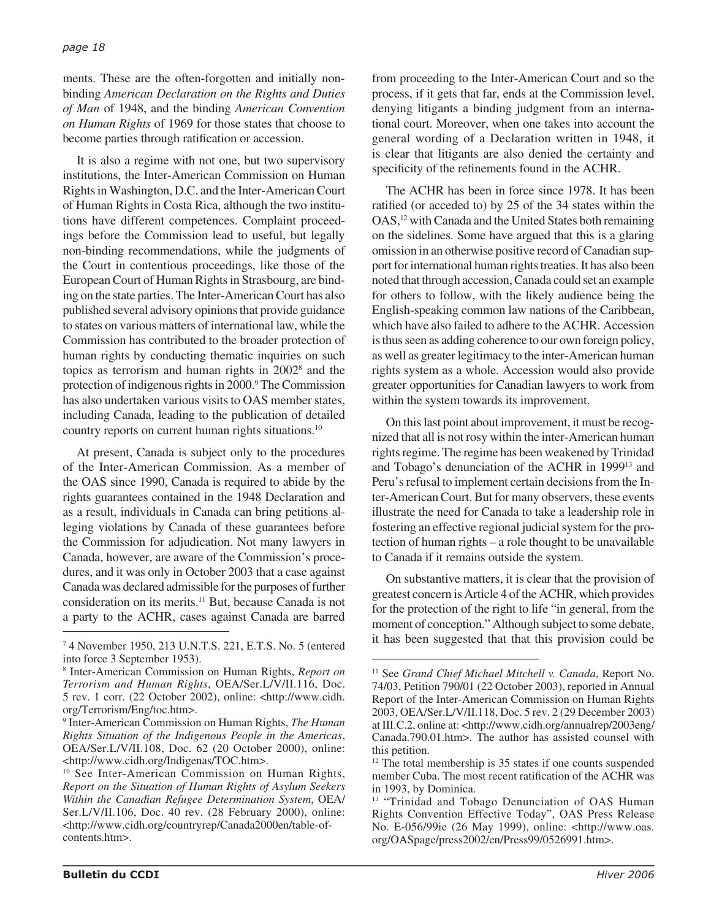ments. These are the often-forgotten and initially non-binding *American Declaration on the Rights and Duties of Man* of 1948, and the binding *American Convention on Human Rights* of 1969 for those states that choose to become parties through ratification or accession.

It is also a regime with not one, but two supervisory institutions, the Inter-American Commission on Human Rights in Washington, D.C. and the Inter-American Court of Human Rights in Costa Rica, although the two institutions have different competences. Complaint proceedings before the Commission lead to useful, but legally non-binding recommendations, while the judgments of the Court in contentious proceedings, like those of the European Court of Human Rights in Strasbourg, are binding on the state parties. The Inter-American Court has also published several advisory opinions that provide guidance to states on various matters of international law, while the Commission has contributed to the broader protection of human rights by conducting thematic inquiries on such topics as terrorism and human rights in 2002[8] and the protection of indigenous rights in 2000.[9] The Commission has also undertaken various visits to OAS member states, including Canada, leading to the publication of detailed country reports on current human rights situations.[10]

At present, Canada is subject only to the procedures of the Inter-American Commission. As a member of the OAS since 1990, Canada is required to abide by the rights guarantees contained in the 1948 Declaration and as a result, individuals in Canada can bring petitions alleging violations by Canada of these guarantees before the Commission for adjudication. Not many lawyers in Canada, however, are aware of the Commission's procedures, and it was only in October 2003 that a case against Canada was declared admissible for the purposes of further consideration on its merits.[11] But, because Canada is not a party to the ACHR, cases against Canada are barred from proceeding to the Inter-American Court and so the process, if it gets that far, ends at the Commission level, denying litigants a binding judgment from an international court. Moreover, when one takes into account the general wording of a Declaration written in 1948, it is clear that litigants are also denied the certainty and specificity of the refinements found in the ACHR.

The ACHR has been in force since 1978. It has been ratified (or acceded to) by 25 of the 34 states within the OAS,[12] with Canada and the United States both remaining on the sidelines. Some have argued that this is a glaring omission in an otherwise positive record of Canadian support for international human rights treaties. It has also been noted that through accession, Canada could set an example for others to follow, with the likely audience being the English-speaking common law nations of the Caribbean, which have also failed to adhere to the ACHR. Accession is thus seen as adding coherence to our own foreign policy, as well as greater legitimacy to the inter-American human rights system as a whole. Accession would also provide greater opportunities for Canadian lawyers to work from within the system towards its improvement.

On this last point about improvement, it must be recognized that all is not rosy within the inter-American human rights regime. The regime has been weakened by Trinidad and Tobago's denunciation of the ACHR in 1999[13] and Peru's refusal to implement certain decisions from the Inter-American Court. But for many observers, these events illustrate the need for Canada to take a leadership role in fostering an effective regional judicial system for the protection of human rights – a role thought to be unavailable to Canada if it remains outside the system.

On substantive matters, it is clear that the provision of greatest concern is Article 4 of the ACHR, which provides for the protection of the right to life "in general, from the moment of conception." Although subject to some debate, it has been suggested that that this provision could be

---

[7] 4 November 1950, 213 U.N.T.S. 221, E.T.S. No. 5 (entered into force 3 September 1953).

[8] Inter-American Commission on Human Rights, *Report on Terrorism and Human Rights*, OEA/Ser.L/V/II.116, Doc. 5 rev. 1 corr. (22 October 2002), online: <http://www.cidh.org/Terrorism/Eng/toc.htm>.

[9] Inter-American Commission on Human Rights, *The Human Rights Situation of the Indigenous People in the Americas*, OEA/Ser.L/V/II.108, Doc. 62 (20 October 2000), online: <http://www.cidh.org/Indigenas/TOC.htm>.

[10] See Inter-American Commission on Human Rights, *Report on the Situation of Human Rights of Asylum Seekers Within the Canadian Refugee Determination System*, OEA/Ser.L/V/II.106, Doc. 40 rev. (28 February 2000), online: <http://www.cidh.org/countryrep/Canada2000en/table-of-contents.htm>.

[11] See *Grand Chief Michael Mitchell v. Canada*, Report No. 74/03, Petition 790/01 (22 October 2003), reported in Annual Report of the Inter-American Commission on Human Rights 2003, OEA/Ser.L/V/II.118, Doc. 5 rev. 2 (29 December 2003) at III.C.2, online at: <http://www.cidh.org/annualrep/2003eng/Canada.790.01.htm>. The author has assisted counsel with this petition.

[12] The total membership is 35 states if one counts suspended member Cuba. The most recent ratification of the ACHR was in 1993, by Dominica.

[13] "Trinidad and Tobago Denunciation of OAS Human Rights Convention Effective Today", OAS Press Release No. E-056/99ie (26 May 1999), online: <http://www.oas.org/OASpage/press2002/en/Press99/0526991.htm>.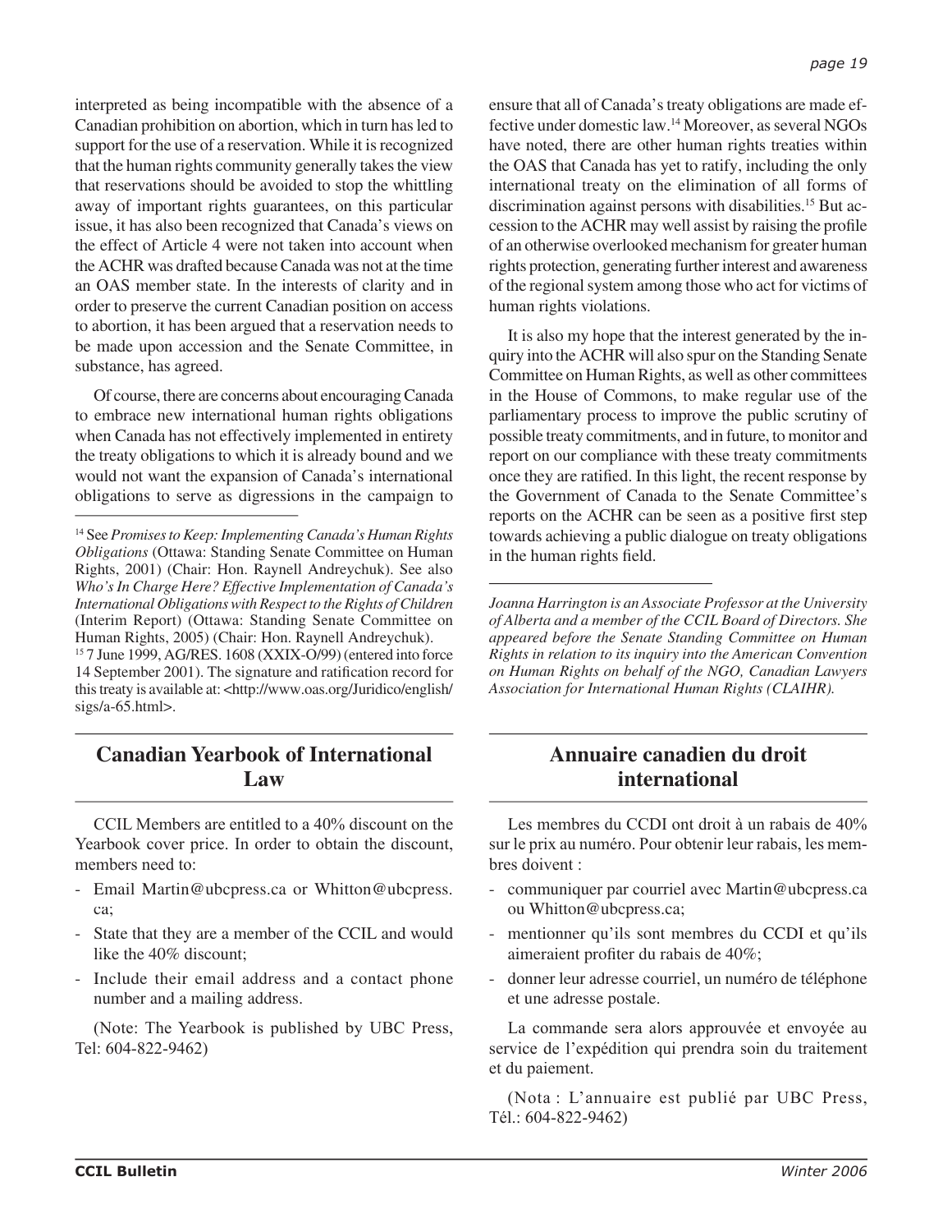interpreted as being incompatible with the absence of a Canadian prohibition on abortion, which in turn has led to support for the use of a reservation. While it is recognized that the human rights community generally takes the view that reservations should be avoided to stop the whittling away of important rights guarantees, on this particular issue, it has also been recognized that Canada's views on the effect of Article 4 were not taken into account when the ACHR was drafted because Canada was not at the time an OAS member state. In the interests of clarity and in order to preserve the current Canadian position on access to abortion, it has been argued that a reservation needs to be made upon accession and the Senate Committee, in substance, has agreed.

Of course, there are concerns about encouraging Canada to embrace new international human rights obligations when Canada has not effectively implemented in entirety the treaty obligations to which it is already bound and we would not want the expansion of Canada's international obligations to serve as digressions in the campaign to ensure that all of Canada's treaty obligations are made effective under domestic law.[14] Moreover, as several NGOs have noted, there are other human rights treaties within the OAS that Canada has yet to ratify, including the only international treaty on the elimination of all forms of discrimination against persons with disabilities.[15] But accession to the ACHR may well assist by raising the profile of an otherwise overlooked mechanism for greater human rights protection, generating further interest and awareness of the regional system among those who act for victims of human rights violations.

It is also my hope that the interest generated by the inquiry into the ACHR will also spur on the Standing Senate Committee on Human Rights, as well as other committees in the House of Commons, to make regular use of the parliamentary process to improve the public scrutiny of possible treaty commitments, and in future, to monitor and report on our compliance with these treaty commitments once they are ratified. In this light, the recent response by the Government of Canada to the Senate Committee's reports on the ACHR can be seen as a positive first step towards achieving a public dialogue on treaty obligations in the human rights field.

*Joanna Harrington is an Associate Professor at the University of Alberta and a member of the CCIL Board of Directors. She appeared before the Senate Standing Committee on Human Rights in relation to its inquiry into the American Convention on Human Rights on behalf of the NGO, Canadian Lawyers Association for International Human Rights (CLAIHR).*

[14] See *Promises to Keep: Implementing Canada's Human Rights Obligations* (Ottawa: Standing Senate Committee on Human Rights, 2001) (Chair: Hon. Raynell Andreychuk). See also *Who's In Charge Here? Effective Implementation of Canada's International Obligations with Respect to the Rights of Children* (Interim Report) (Ottawa: Standing Senate Committee on Human Rights, 2005) (Chair: Hon. Raynell Andreychuk).

[15] 7 June 1999, AG/RES. 1608 (XXIX-O/99) (entered into force 14 September 2001). The signature and ratification record for this treaty is available at: <http://www.oas.org/Juridico/english/sigs/a-65.html>.

## Canadian Yearbook of International Law

CCIL Members are entitled to a 40% discount on the Yearbook cover price. In order to obtain the discount, members need to:

- Email Martin@ubcpress.ca or Whitton@ubcpress.ca;
- State that they are a member of the CCIL and would like the 40% discount;
- Include their email address and a contact phone number and a mailing address.

(Note: The Yearbook is published by UBC Press, Tel: 604-822-9462)

## Annuaire canadien du droit international

Les membres du CCDI ont droit à un rabais de 40% sur le prix au numéro. Pour obtenir leur rabais, les membres doivent :

- communiquer par courriel avec Martin@ubcpress.ca ou Whitton@ubcpress.ca;
- mentionner qu'ils sont membres du CCDI et qu'ils aimeraient profiter du rabais de 40%;
- donner leur adresse courriel, un numéro de téléphone et une adresse postale.

La commande sera alors approuvée et envoyée au service de l'expédition qui prendra soin du traitement et du paiement.

(Nota : L'annuaire est publié par UBC Press, Tél.: 604-822-9462)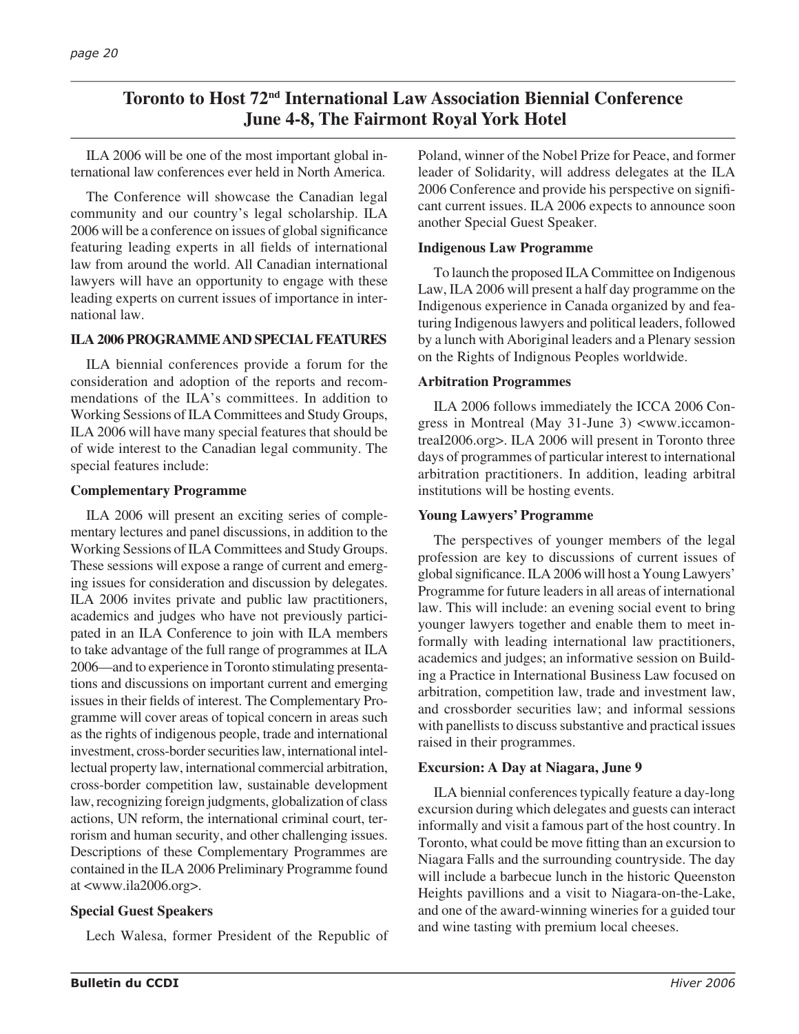# Toronto to Host 72nd International Law Association Biennial Conference June 4-8, The Fairmont Royal York Hotel

ILA 2006 will be one of the most important global international law conferences ever held in North America.

The Conference will showcase the Canadian legal community and our country's legal scholarship. ILA 2006 will be a conference on issues of global significance featuring leading experts in all fields of international law from around the world. All Canadian international lawyers will have an opportunity to engage with these leading experts on current issues of importance in international law.

## ILA 2006 PROGRAMME AND SPECIAL FEATURES

ILA biennial conferences provide a forum for the consideration and adoption of the reports and recommendations of the ILA's committees. In addition to Working Sessions of ILA Committees and Study Groups, ILA 2006 will have many special features that should be of wide interest to the Canadian legal community. The special features include:

### Complementary Programme

ILA 2006 will present an exciting series of complementary lectures and panel discussions, in addition to the Working Sessions of ILA Committees and Study Groups. These sessions will expose a range of current and emerging issues for consideration and discussion by delegates. ILA 2006 invites private and public law practitioners, academics and judges who have not previously participated in an ILA Conference to join with ILA members to take advantage of the full range of programmes at ILA 2006—and to experience in Toronto stimulating presentations and discussions on important current and emerging issues in their fields of interest. The Complementary Programme will cover areas of topical concern in areas such as the rights of indigenous people, trade and international investment, cross-border securities law, international intellectual property law, international commercial arbitration, cross-border competition law, sustainable development law, recognizing foreign judgments, globalization of class actions, UN reform, the international criminal court, terrorism and human security, and other challenging issues. Descriptions of these Complementary Programmes are contained in the ILA 2006 Preliminary Programme found at <www.ila2006.org>.

### Special Guest Speakers

Lech Walesa, former President of the Republic of Poland, winner of the Nobel Prize for Peace, and former leader of Solidarity, will address delegates at the ILA 2006 Conference and provide his perspective on significant current issues. ILA 2006 expects to announce soon another Special Guest Speaker.

### Indigenous Law Programme

To launch the proposed ILA Committee on Indigenous Law, ILA 2006 will present a half day programme on the Indigenous experience in Canada organized by and featuring Indigenous lawyers and political leaders, followed by a lunch with Aboriginal leaders and a Plenary session on the Rights of Indignous Peoples worldwide.

### Arbitration Programmes

ILA 2006 follows immediately the ICCA 2006 Congress in Montreal (May 31-June 3) <www.iccamontreaI2006.org>. ILA 2006 will present in Toronto three days of programmes of particular interest to international arbitration practitioners. In addition, leading arbitral institutions will be hosting events.

### Young Lawyers' Programme

The perspectives of younger members of the legal profession are key to discussions of current issues of global significance. ILA 2006 will host a Young Lawyers' Programme for future leaders in all areas of international law. This will include: an evening social event to bring younger lawyers together and enable them to meet informally with leading international law practitioners, academics and judges; an informative session on Building a Practice in International Business Law focused on arbitration, competition law, trade and investment law, and crossborder securities law; and informal sessions with panellists to discuss substantive and practical issues raised in their programmes.

### Excursion: A Day at Niagara, June 9

ILA biennial conferences typically feature a day-long excursion during which delegates and guests can interact informally and visit a famous part of the host country. In Toronto, what could be move fitting than an excursion to Niagara Falls and the surrounding countryside. The day will include a barbecue lunch in the historic Queenston Heights pavillions and a visit to Niagara-on-the-Lake, and one of the award-winning wineries for a guided tour and wine tasting with premium local cheeses.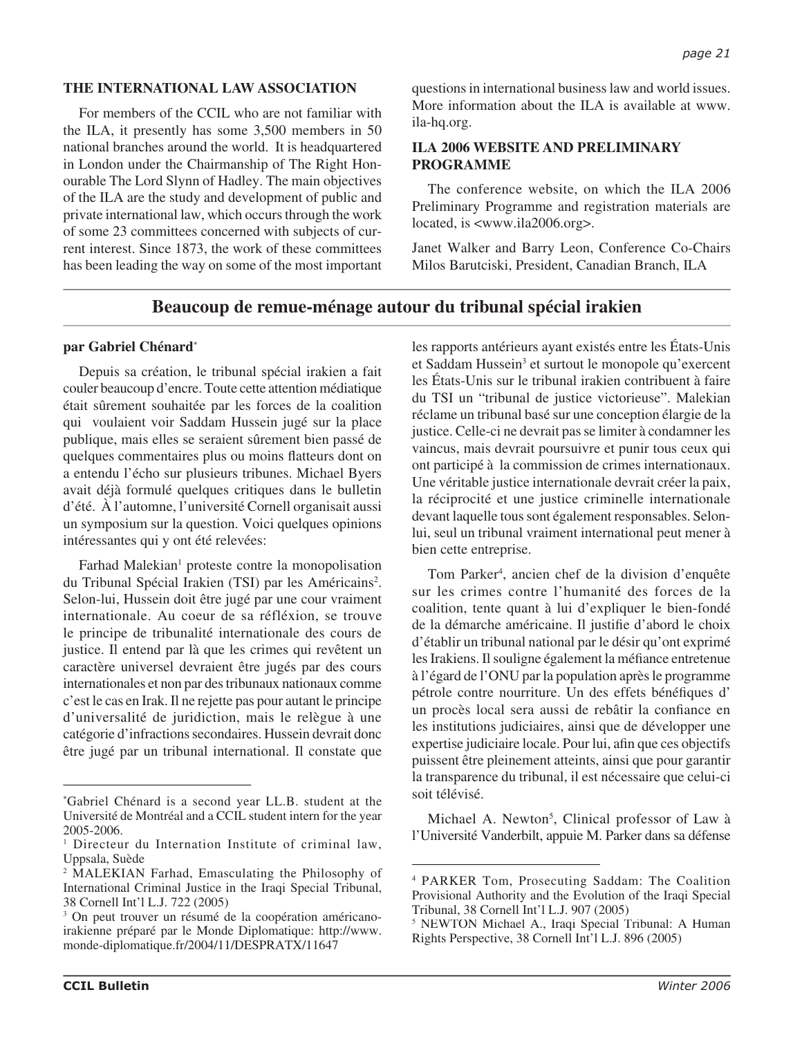### THE INTERNATIONAL LAW ASSOCIATION

For members of the CCIL who are not familiar with the ILA, it presently has some 3,500 members in 50 national branches around the world. It is headquartered in London under the Chairmanship of The Right Honourable The Lord Slynn of Hadley. The main objectives of the ILA are the study and development of public and private international law, which occurs through the work of some 23 committees concerned with subjects of current interest. Since 1873, the work of these committees has been leading the way on some of the most important questions in international business law and world issues. More information about the ILA is available at www.ila-hq.org.

### ILA 2006 WEBSITE AND PRELIMINARY PROGRAMME

The conference website, on which the ILA 2006 Preliminary Programme and registration materials are located, is <www.ila2006.org>.

Janet Walker and Barry Leon, Conference Co-Chairs
Milos Barutciski, President, Canadian Branch, ILA

## Beaucoup de remue-ménage autour du tribunal spécial irakien

**par Gabriel Chénard***

Depuis sa création, le tribunal spécial irakien a fait couler beaucoup d'encre. Toute cette attention médiatique était sûrement souhaitée par les forces de la coalition qui voulaient voir Saddam Hussein jugé sur la place publique, mais elles se seraient sûrement bien passé de quelques commentaires plus ou moins flatteurs dont on a entendu l'écho sur plusieurs tribunes. Michael Byers avait déjà formulé quelques critiques dans le bulletin d'été. À l'automne, l'université Cornell organisait aussi un symposium sur la question. Voici quelques opinions intéressantes qui y ont été relevées:

Farhad Malekian[1] proteste contre la monopolisation du Tribunal Spécial Irakien (TSI) par les Américains[2]. Selon-lui, Hussein doit être jugé par une cour vraiment internationale. Au coeur de sa réfléxion, se trouve le principe de tribunalité internationale des cours de justice. Il entend par là que les crimes qui revêtent un caractère universel devraient être jugés par des cours internationales et non par des tribunaux nationaux comme c'est le cas en Irak. Il ne rejette pas pour autant le principe d'universalité de juridiction, mais le relègue à une catégorie d'infractions secondaires. Hussein devrait donc être jugé par un tribunal international. Il constate que les rapports antérieurs ayant existés entre les États-Unis et Saddam Hussein[3] et surtout le monopole qu'exercent les États-Unis sur le tribunal irakien contribuent à faire du TSI un "tribunal de justice victorieuse". Malekian réclame un tribunal basé sur une conception élargie de la justice. Celle-ci ne devrait pas se limiter à condamner les vaincus, mais devrait poursuivre et punir tous ceux qui ont participé à la commission de crimes internationaux. Une véritable justice internationale devrait créer la paix, la réciprocité et une justice criminelle internationale devant laquelle tous sont également responsables. Selon-lui, seul un tribunal vraiment international peut mener à bien cette entreprise.

Tom Parker[4], ancien chef de la division d'enquête sur les crimes contre l'humanité des forces de la coalition, tente quant à lui d'expliquer le bien-fondé de la démarche américaine. Il justifie d'abord le choix d'établir un tribunal national par le désir qu'ont exprimé les Irakiens. Il souligne également la méfiance entretenue à l'égard de l'ONU par la population après le programme pétrole contre nourriture. Un des effets bénéfiques d' un procès local sera aussi de rebâtir la confiance en les institutions judiciaires, ainsi que de développer une expertise judiciaire locale. Pour lui, afin que ces objectifs puissent être pleinement atteints, ainsi que pour garantir la transparence du tribunal, il est nécessaire que celui-ci soit télévisé.

Michael A. Newton[5], Clinical professor of Law à l'Université Vanderbilt, appuie M. Parker dans sa défense

---

*Gabriel Chénard is a second year LL.B. student at the Université de Montréal and a CCIL student intern for the year 2005-2006.

[1] Directeur du International Institute of criminal law, Uppsala, Suède

[2] MALEKIAN Farhad, Emasculating the Philosophy of International Criminal Justice in the Iraqi Special Tribunal, 38 Cornell Int'l L.J. 722 (2005)

[3] On peut trouver un résumé de la coopération américano-irakienne préparé par le Monde Diplomatique: http://www.monde-diplomatique.fr/2004/11/DESPRATX/11647

[4] PARKER Tom, Prosecuting Saddam: The Coalition Provisional Authority and the Evolution of the Iraqi Special Tribunal, 38 Cornell Int'l L.J. 907 (2005)

[5] NEWTON Michael A., Iraqi Special Tribunal: A Human Rights Perspective, 38 Cornell Int'l L.J. 896 (2005)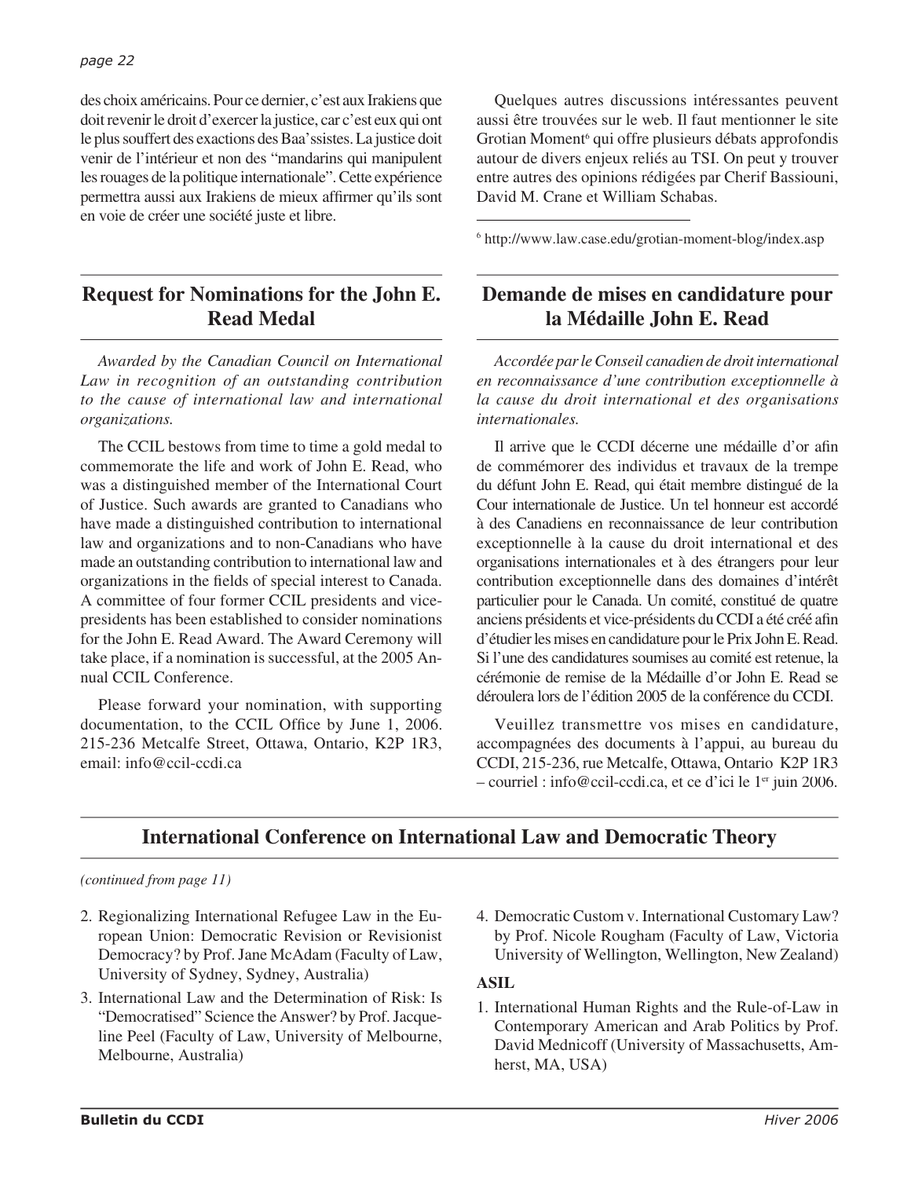des choix américains. Pour ce dernier, c'est aux Irakiens que doit revenir le droit d'exercer la justice, car c'est eux qui ont le plus souffert des exactions des Baa'ssistes. La justice doit venir de l'intérieur et non des "mandarins qui manipulent les rouages de la politique internationale". Cette expérience permettra aussi aux Irakiens de mieux affirmer qu'ils sont en voie de créer une société juste et libre.

Quelques autres discussions intéressantes peuvent aussi être trouvées sur le web. Il faut mentionner le site Grotian Moment[6] qui offre plusieurs débats approfondis autour de divers enjeux reliés au TSI. On peut y trouver entre autres des opinions rédigées par Cherif Bassiouni, David M. Crane et William Schabas.

[6] http://www.law.case.edu/grotian-moment-blog/index.asp

## Request for Nominations for the John E. Read Medal

*Awarded by the Canadian Council on International Law in recognition of an outstanding contribution to the cause of international law and international organizations.*

The CCIL bestows from time to time a gold medal to commemorate the life and work of John E. Read, who was a distinguished member of the International Court of Justice. Such awards are granted to Canadians who have made a distinguished contribution to international law and organizations and to non-Canadians who have made an outstanding contribution to international law and organizations in the fields of special interest to Canada. A committee of four former CCIL presidents and vice-presidents has been established to consider nominations for the John E. Read Award. The Award Ceremony will take place, if a nomination is successful, at the 2005 Annual CCIL Conference.

Please forward your nomination, with supporting documentation, to the CCIL Office by June 1, 2006. 215-236 Metcalfe Street, Ottawa, Ontario, K2P 1R3, email: info@ccil-ccdi.ca

## Demande de mises en candidature pour la Médaille John E. Read

*Accordée par le Conseil canadien de droit international en reconnaissance d'une contribution exceptionnelle à la cause du droit international et des organisations internationales.*

Il arrive que le CCDI décerne une médaille d'or afin de commémorer des individus et travaux de la trempe du défunt John E. Read, qui était membre distingué de la Cour internationale de Justice. Un tel honneur est accordé à des Canadiens en reconnaissance de leur contribution exceptionnelle à la cause du droit international et des organisations internationales et à des étrangers pour leur contribution exceptionnelle dans des domaines d'intérêt particulier pour le Canada. Un comité, constitué de quatre anciens présidents et vice-présidents du CCDI a été créé afin d'étudier les mises en candidature pour le Prix John E. Read. Si l'une des candidatures soumises au comité est retenue, la cérémonie de remise de la Médaille d'or John E. Read se déroulera lors de l'édition 2005 de la conférence du CCDI.

Veuillez transmettre vos mises en candidature, accompagnées des documents à l'appui, au bureau du CCDI, 215-236, rue Metcalfe, Ottawa, Ontario K2P 1R3 – courriel : info@ccil-ccdi.ca, et ce d'ici le 1er juin 2006.

## International Conference on International Law and Democratic Theory

*(continued from page 11)*

2. Regionalizing International Refugee Law in the European Union: Democratic Revision or Revisionist Democracy? by Prof. Jane McAdam (Faculty of Law, University of Sydney, Sydney, Australia)
3. International Law and the Determination of Risk: Is "Democratised" Science the Answer? by Prof. Jacqueline Peel (Faculty of Law, University of Melbourne, Melbourne, Australia)
4. Democratic Custom v. International Customary Law? by Prof. Nicole Rougham (Faculty of Law, Victoria University of Wellington, Wellington, New Zealand)

**ASIL**

1. International Human Rights and the Rule-of-Law in Contemporary American and Arab Politics by Prof. David Mednicoff (University of Massachusetts, Amherst, MA, USA)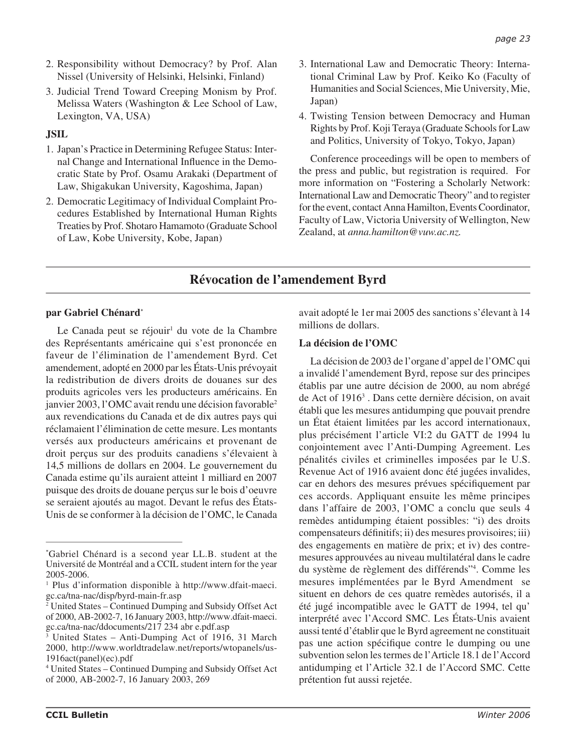2. Responsibility without Democracy? by Prof. Alan Nissel (University of Helsinki, Helsinki, Finland)
3. Judicial Trend Toward Creeping Monism by Prof. Melissa Waters (Washington & Lee School of Law, Lexington, VA, USA)

**JSIL**

1. Japan's Practice in Determining Refugee Status: Internal Change and International Influence in the Democratic State by Prof. Osamu Arakaki (Department of Law, Shigakukan University, Kagoshima, Japan)
2. Democratic Legitimacy of Individual Complaint Procedures Established by International Human Rights Treaties by Prof. Shotaro Hamamoto (Graduate School of Law, Kobe University, Kobe, Japan)
3. International Law and Democratic Theory: International Criminal Law by Prof. Keiko Ko (Faculty of Humanities and Social Sciences, Mie University, Mie, Japan)
4. Twisting Tension between Democracy and Human Rights by Prof. Koji Teraya (Graduate Schools for Law and Politics, University of Tokyo, Tokyo, Japan)

Conference proceedings will be open to members of the press and public, but registration is required. For more information on "Fostering a Scholarly Network: International Law and Democratic Theory" and to register for the event, contact Anna Hamilton, Events Coordinator, Faculty of Law, Victoria University of Wellington, New Zealand, at *anna.hamilton@vuw.ac.nz.*

## Révocation de l'amendement Byrd

**par Gabriel Chénard***

Le Canada peut se réjouir[1] du vote de la Chambre des Représentants américaine qui s'est prononcée en faveur de l'élimination de l'amendement Byrd. Cet amendement, adopté en 2000 par les États-Unis prévoyait la redistribution de divers droits de douanes sur des produits agricoles vers les producteurs américains. En janvier 2003, l'OMC avait rendu une décision favorable[2] aux revendications du Canada et de dix autres pays qui réclamaient l'élimination de cette mesure. Les montants versés aux producteurs américains et provenant de droit perçus sur des produits canadiens s'élevaient à 14,5 millions de dollars en 2004. Le gouvernement du Canada estime qu'ils auraient atteint 1 milliard en 2007 puisque des droits de douane perçus sur le bois d'oeuvre se seraient ajoutés au magot. Devant le refus des États-Unis de se conformer à la décision de l'OMC, le Canada avait adopté le 1er mai 2005 des sanctions s'élevant à 14 millions de dollars.

**La décision de l'OMC**

La décision de 2003 de l'organe d'appel de l'OMC qui a invalidé l'amendement Byrd, repose sur des principes établis par une autre décision de 2000, au nom abrégé de Act of 1916[3] . Dans cette dernière décision, on avait établi que les mesures antidumping que pouvait prendre un État étaient limitées par les accord internationaux, plus précisément l'article VI:2 du GATT de 1994 lu conjointement avec l'Anti-Dumping Agreement. Les pénalités civiles et criminelles imposées par le U.S. Revenue Act of 1916 avaient donc été jugées invalides, car en dehors des mesures prévues spécifiquement par ces accords. Appliquant ensuite les même principes dans l'affaire de 2003, l'OMC a conclu que seuls 4 remèdes antidumping étaient possibles: "i) des droits compensateurs définitifs; ii) des mesures provisoires; iii) des engagements en matière de prix; et iv) des contre-mesures approuvées au niveau multilatéral dans le cadre du système de règlement des différends"[4]. Comme les mesures implémentées par le Byrd Amendment se situent en dehors de ces quatre remèdes autorisés, il a été jugé incompatible avec le GATT de 1994, tel qu' interprété avec l'Accord SMC. Les États-Unis avaient aussi tenté d'établir que le Byrd agreement ne constituait pas une action spécifique contre le dumping ou une subvention selon les termes de l'Article 18.1 de l'Accord antidumping et l'Article 32.1 de l'Accord SMC. Cette prétention fut aussi rejetée.

---

*Gabriel Chénard is a second year LL.B. student at the Université de Montréal and a CCIL student intern for the year 2005-2006.

[1] Plus d'information disponible à http://www.dfait-maeci.gc.ca/tna-nac/disp/byrd-main-fr.asp

[2] United States – Continued Dumping and Subsidy Offset Act of 2000, AB-2002-7, 16 January 2003, http://www.dfait-maeci.gc.ca/tna-nac/ddocuments/217 234 abr e.pdf.asp

[3] United States – Anti-Dumping Act of 1916, 31 March 2000, http://www.worldtradelaw.net/reports/wtopanels/us-1916act(panel)(ec).pdf

[4] United States – Continued Dumping and Subsidy Offset Act of 2000, AB-2002-7, 16 January 2003, 269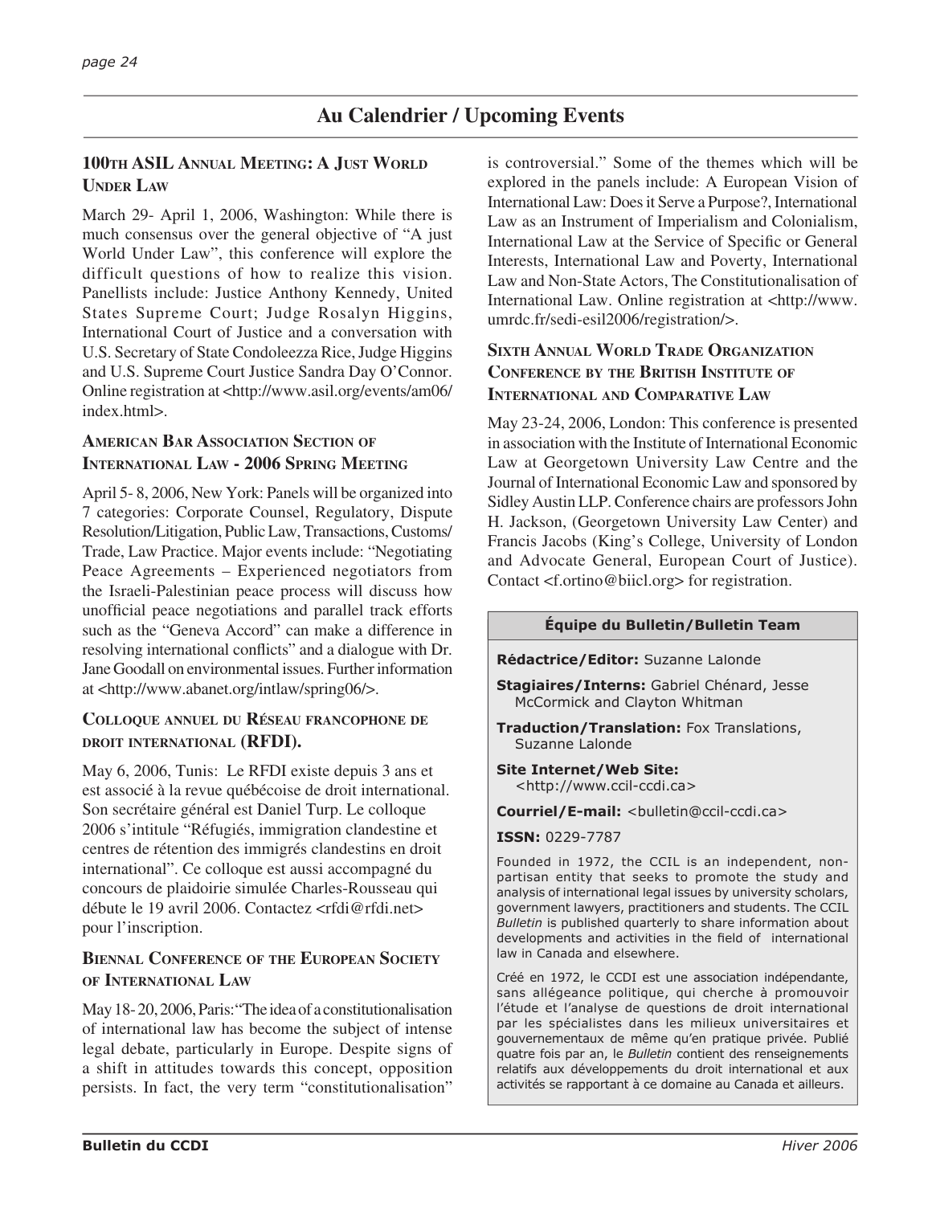## Au Calendrier / Upcoming Events

### 100th ASIL Annual Meeting: A Just World Under Law

March 29- April 1, 2006, Washington: While there is much consensus over the general objective of "A just World Under Law", this conference will explore the difficult questions of how to realize this vision. Panellists include: Justice Anthony Kennedy, United States Supreme Court; Judge Rosalyn Higgins, International Court of Justice and a conversation with U.S. Secretary of State Condoleezza Rice, Judge Higgins and U.S. Supreme Court Justice Sandra Day O'Connor. Online registration at <http://www.asil.org/events/am06/index.html>.

### American Bar Association Section of International Law - 2006 Spring Meeting

April 5- 8, 2006, New York: Panels will be organized into 7 categories: Corporate Counsel, Regulatory, Dispute Resolution/Litigation, Public Law, Transactions, Customs/Trade, Law Practice. Major events include: "Negotiating Peace Agreements – Experienced negotiators from the Israeli-Palestinian peace process will discuss how unofficial peace negotiations and parallel track efforts such as the "Geneva Accord" can make a difference in resolving international conflicts" and a dialogue with Dr. Jane Goodall on environmental issues. Further information at <http://www.abanet.org/intlaw/spring06/>.

### Colloque annuel du Réseau francophone de droit international (RFDI).

May 6, 2006, Tunis: Le RFDI existe depuis 3 ans et est associé à la revue québécoise de droit international. Son secrétaire général est Daniel Turp. Le colloque 2006 s'intitule "Réfugiés, immigration clandestine et centres de rétention des immigrés clandestins en droit international". Ce colloque est aussi accompagné du concours de plaidoirie simulée Charles-Rousseau qui débute le 19 avril 2006. Contactez <rfdi@rfdi.net> pour l'inscription.

### Biennal Conference of the European Society of International Law

May 18- 20, 2006, Paris: "The idea of a constitutionalisation of international law has become the subject of intense legal debate, particularly in Europe. Despite signs of a shift in attitudes towards this concept, opposition persists. In fact, the very term "constitutionalisation" is controversial." Some of the themes which will be explored in the panels include: A European Vision of International Law: Does it Serve a Purpose?, International Law as an Instrument of Imperialism and Colonialism, International Law at the Service of Specific or General Interests, International Law and Poverty, International Law and Non-State Actors, The Constitutionalisation of International Law. Online registration at <http://www.umrdc.fr/sedi-esil2006/registration/>.

### Sixth Annual World Trade Organization Conference by the British Institute of International and Comparative Law

May 23-24, 2006, London: This conference is presented in association with the Institute of International Economic Law at Georgetown University Law Centre and the Journal of International Economic Law and sponsored by Sidley Austin LLP. Conference chairs are professors John H. Jackson, (Georgetown University Law Center) and Francis Jacobs (King's College, University of London and Advocate General, European Court of Justice). Contact <f.ortino@biicl.org> for registration.

---

**Équipe du Bulletin/Bulletin Team**

**Rédactrice/Editor:** Suzanne Lalonde

**Stagiaires/Interns:** Gabriel Chénard, Jesse McCormick and Clayton Whitman

**Traduction/Translation:** Fox Translations, Suzanne Lalonde

**Site Internet/Web Site:** <http://www.ccil-ccdi.ca>

**Courriel/E-mail:** <bulletin@ccil-ccdi.ca>

**ISSN:** 0229-7787

Founded in 1972, the CCIL is an independent, non-partisan entity that seeks to promote the study and analysis of international legal issues by university scholars, government lawyers, practitioners and students. The CCIL *Bulletin* is published quarterly to share information about developments and activities in the field of international law in Canada and elsewhere.

Créé en 1972, le CCDI est une association indépendante, sans allégeance politique, qui cherche à promouvoir l'étude et l'analyse de questions de droit international par les spécialistes dans les milieux universitaires et gouvernementaux de même qu'en pratique privée. Publié quatre fois par an, le *Bulletin* contient des renseignements relatifs aux développements du droit international et aux activités se rapportant à ce domaine au Canada et ailleurs.